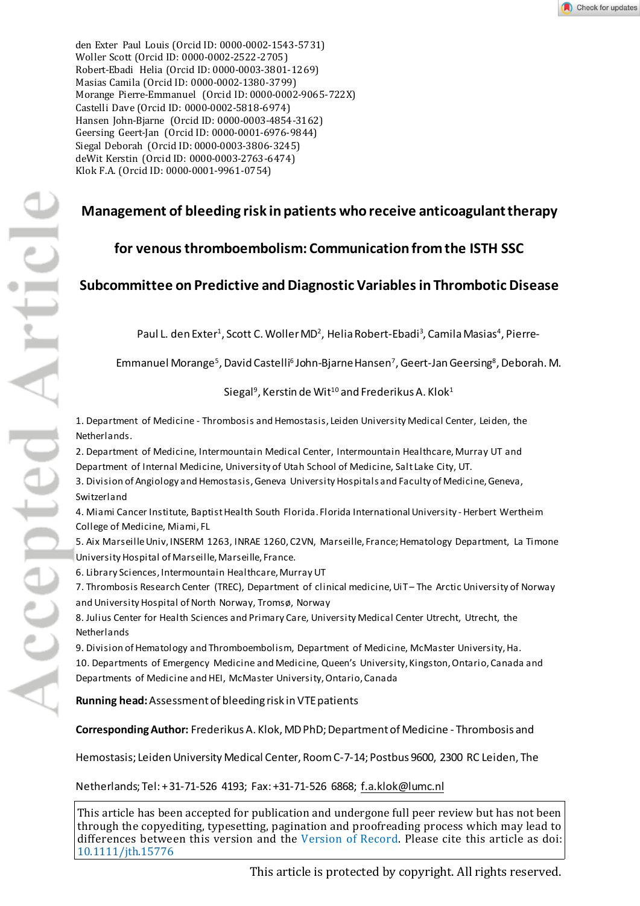den Exter Paul Louis (Orcid ID: 0000-0002-1543-5731)
Woller Scott (Orcid ID: 0000-0002-2522-2705)
Robert-Ebadi Helia (Orcid ID: 0000-0003-3801-1269)
Masias Camila (Orcid ID: 0000-0002-1380-3799)
Morange Pierre-Emmanuel (Orcid ID: 0000-0002-9065-722X)
Castelli Dave (Orcid ID: 0000-0002-5818-6974)
Hansen John-Bjarne (Orcid ID: 0000-0003-4854-3162)
Geersing Geert-Jan (Orcid ID: 0000-0001-6976-9844)
Siegal Deborah (Orcid ID: 0000-0003-3806-3245)
deWit Kerstin (Orcid ID: 0000-0003-2763-6474)
Klok F.A. (Orcid ID: 0000-0001-9961-0754)

# Management of bleeding risk in patients who receive anticoagulant therapy for venous thromboembolism: Communication from the ISTH SSC Subcommittee on Predictive and Diagnostic Variables in Thrombotic Disease

Paul L. den Exter[1], Scott C. Woller MD[2], Helia Robert-Ebadi[3], Camila Masias[4], Pierre-Emmanuel Morange[5], David Castelli[6] John-Bjarne Hansen[7], Geert-Jan Geersing[8], Deborah. M. Siegal[9], Kerstin de Wit[10] and Frederikus A. Klok[1]

1. Department of Medicine - Thrombosis and Hemostasis, Leiden University Medical Center, Leiden, the Netherlands.
2. Department of Medicine, Intermountain Medical Center, Intermountain Healthcare, Murray UT and Department of Internal Medicine, University of Utah School of Medicine, Salt Lake City, UT.
3. Division of Angiology and Hemostasis, Geneva University Hospitals and Faculty of Medicine, Geneva, Switzerland
4. Miami Cancer Institute, Baptist Health South Florida. Florida International University - Herbert Wertheim College of Medicine, Miami, FL
5. Aix Marseille Univ, INSERM 1263, INRAE 1260, C2VN, Marseille, France; Hematology Department, La Timone University Hospital of Marseille, Marseille, France.
6. Library Sciences, Intermountain Healthcare, Murray UT
7. Thrombosis Research Center (TREC), Department of clinical medicine, UiT – The Arctic University of Norway and University Hospital of North Norway, Tromsø, Norway
8. Julius Center for Health Sciences and Primary Care, University Medical Center Utrecht, Utrecht, the Netherlands
9. Division of Hematology and Thromboembolism, Department of Medicine, McMaster University, Ha.
10. Departments of Emergency Medicine and Medicine, Queen's University, Kingston, Ontario, Canada and Departments of Medicine and HEI, McMaster University, Ontario, Canada

**Running head:** Assessment of bleeding risk in VTE patients

**Corresponding Author:** Frederikus A. Klok, MD PhD; Department of Medicine - Thrombosis and Hemostasis; Leiden University Medical Center, Room C-7-14; Postbus 9600, 2300 RC Leiden, The Netherlands; Tel: +31-71-526 4193; Fax: +31-71-526 6868; f.a.klok@lumc.nl

This article has been accepted for publication and undergone full peer review but has not been through the copyediting, typesetting, pagination and proofreading process which may lead to differences between this version and the Version of Record. Please cite this article as doi: 10.1111/jth.15776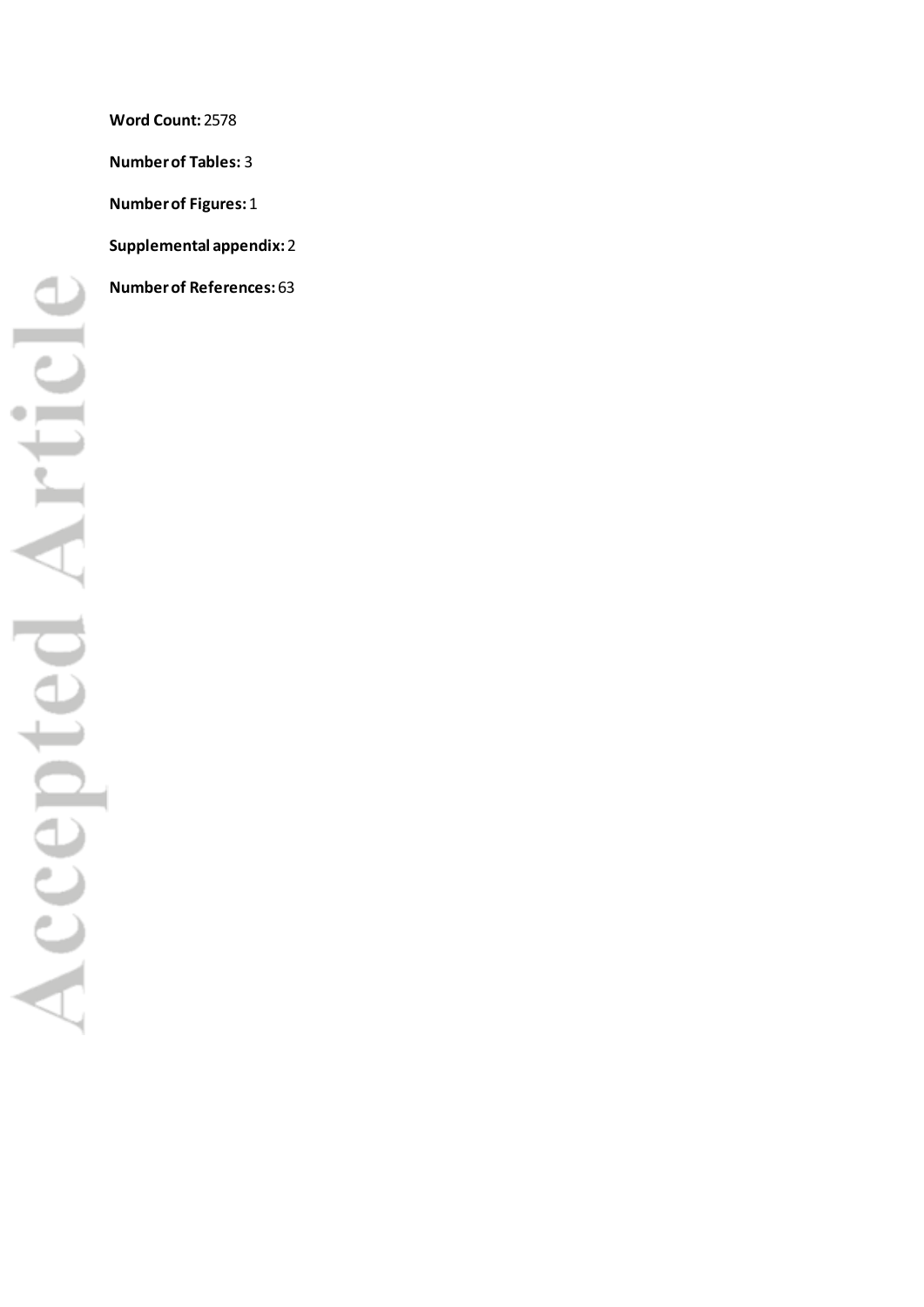**Word Count:** 2578

**Number of Tables:** 3

**Number of Figures:** 1

**Supplemental appendix:** 2

**Number of References:** 63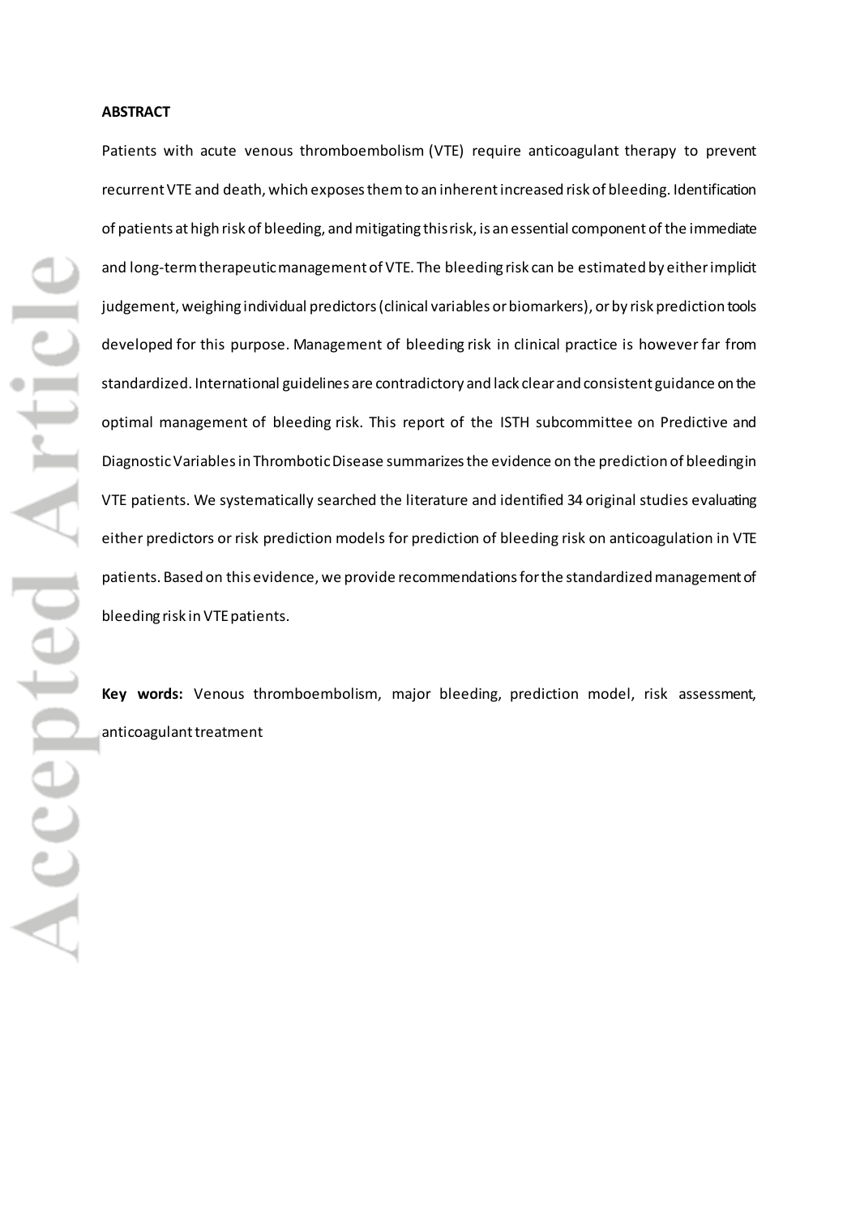**ABSTRACT**

Patients with acute venous thromboembolism (VTE) require anticoagulant therapy to prevent recurrent VTE and death, which exposes them to an inherent increased risk of bleeding. Identification of patients at high risk of bleeding, and mitigating this risk, is an essential component of the immediate and long-term therapeutic management of VTE. The bleeding risk can be estimated by either implicit judgement, weighing individual predictors (clinical variables or biomarkers), or by risk prediction tools developed for this purpose. Management of bleeding risk in clinical practice is however far from standardized. International guidelines are contradictory and lack clear and consistent guidance on the optimal management of bleeding risk. This report of the ISTH subcommittee on Predictive and Diagnostic Variables in Thrombotic Disease summarizes the evidence on the prediction of bleeding in VTE patients. We systematically searched the literature and identified 34 original studies evaluating either predictors or risk prediction models for prediction of bleeding risk on anticoagulation in VTE patients. Based on this evidence, we provide recommendations for the standardized management of bleeding risk in VTE patients.

**Key words:** Venous thromboembolism, major bleeding, prediction model, risk assessment, anticoagulant treatment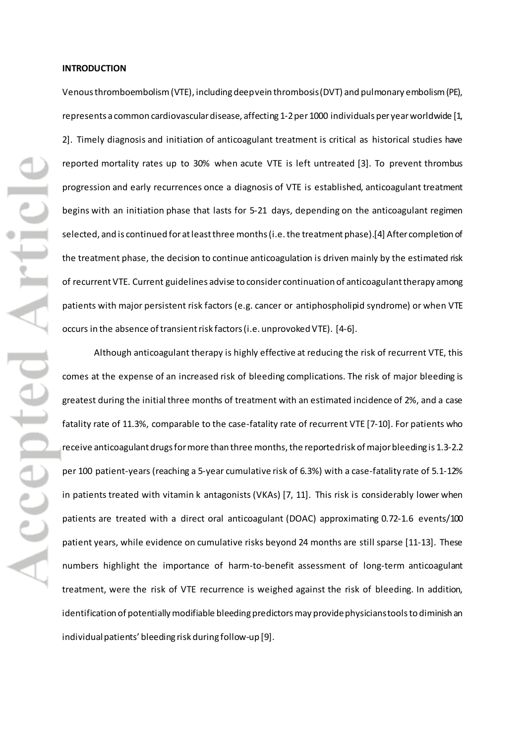**INTRODUCTION**

Venous thromboembolism (VTE), including deep vein thrombosis (DVT) and pulmonary embolism (PE), represents a common cardiovascular disease, affecting 1-2 per 1000 individuals per year worldwide [1, 2]. Timely diagnosis and initiation of anticoagulant treatment is critical as historical studies have reported mortality rates up to 30% when acute VTE is left untreated [3]. To prevent thrombus progression and early recurrences once a diagnosis of VTE is established, anticoagulant treatment begins with an initiation phase that lasts for 5-21 days, depending on the anticoagulant regimen selected, and is continued for at least three months (i.e. the treatment phase).[4] After completion of the treatment phase, the decision to continue anticoagulation is driven mainly by the estimated risk of recurrent VTE. Current guidelines advise to consider continuation of anticoagulant therapy among patients with major persistent risk factors (e.g. cancer or antiphospholipid syndrome) or when VTE occurs in the absence of transient risk factors (i.e. unprovoked VTE). [4-6].

Although anticoagulant therapy is highly effective at reducing the risk of recurrent VTE, this comes at the expense of an increased risk of bleeding complications. The risk of major bleeding is greatest during the initial three months of treatment with an estimated incidence of 2%, and a case fatality rate of 11.3%, comparable to the case-fatality rate of recurrent VTE [7-10]. For patients who receive anticoagulant drugs for more than three months, the reported risk of major bleeding is 1.3-2.2 per 100 patient-years (reaching a 5-year cumulative risk of 6.3%) with a case-fatality rate of 5.1-12% in patients treated with vitamin k antagonists (VKAs) [7, 11]. This risk is considerably lower when patients are treated with a direct oral anticoagulant (DOAC) approximating 0.72-1.6 events/100 patient years, while evidence on cumulative risks beyond 24 months are still sparse [11-13]. These numbers highlight the importance of harm-to-benefit assessment of long-term anticoagulant treatment, were the risk of VTE recurrence is weighed against the risk of bleeding. In addition, identification of potentially modifiable bleeding predictors may provide physicians tools to diminish an individual patients' bleeding risk during follow-up [9].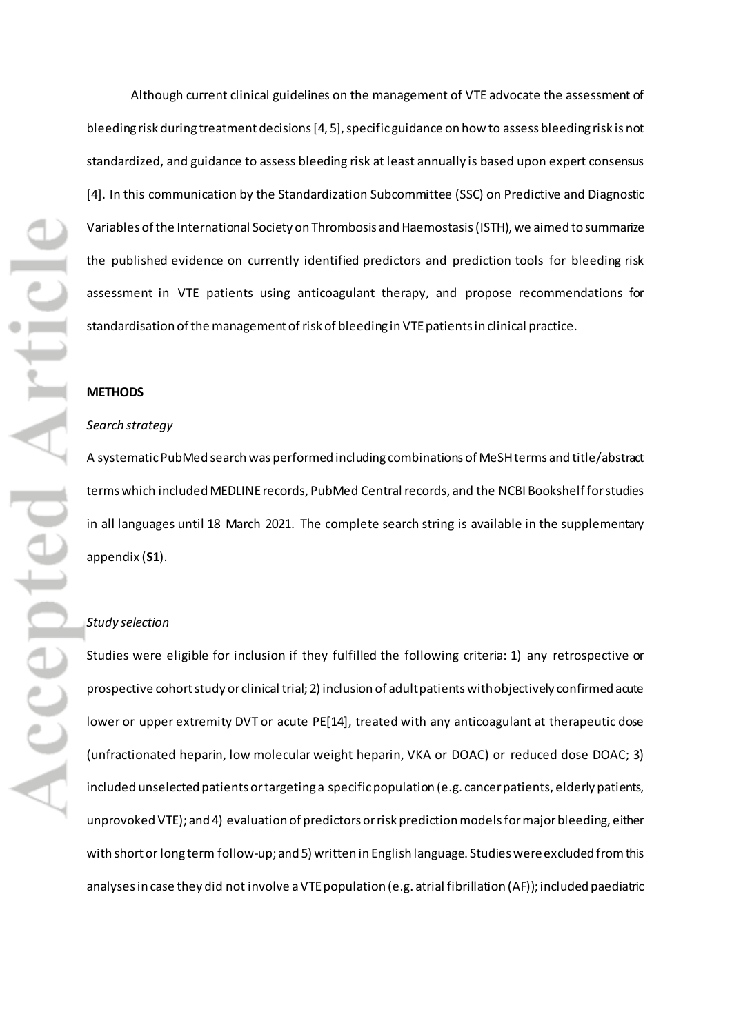Although current clinical guidelines on the management of VTE advocate the assessment of bleeding risk during treatment decisions [4, 5], specific guidance on how to assess bleeding risk is not standardized, and guidance to assess bleeding risk at least annually is based upon expert consensus [4]. In this communication by the Standardization Subcommittee (SSC) on Predictive and Diagnostic Variables of the International Society on Thrombosis and Haemostasis (ISTH), we aimed to summarize the published evidence on currently identified predictors and prediction tools for bleeding risk assessment in VTE patients using anticoagulant therapy, and propose recommendations for standardisation of the management of risk of bleeding in VTE patients in clinical practice.

## METHODS

### *Search strategy*

A systematic PubMed search was performed including combinations of MeSH terms and title/abstract terms which included MEDLINE records, PubMed Central records, and the NCBI Bookshelf for studies in all languages until 18 March 2021. The complete search string is available in the supplementary appendix (**S1**).

### *Study selection*

Studies were eligible for inclusion if they fulfilled the following criteria: 1) any retrospective or prospective cohort study or clinical trial; 2) inclusion of adult patients with objectively confirmed acute lower or upper extremity DVT or acute PE[14], treated with any anticoagulant at therapeutic dose (unfractionated heparin, low molecular weight heparin, VKA or DOAC) or reduced dose DOAC; 3) included unselected patients or targeting a specific population (e.g. cancer patients, elderly patients, unprovoked VTE); and 4) evaluation of predictors or risk prediction models for major bleeding, either with short or long term follow-up; and 5) written in English language. Studies were excluded from this analyses in case they did not involve a VTE population (e.g. atrial fibrillation (AF)); included paediatric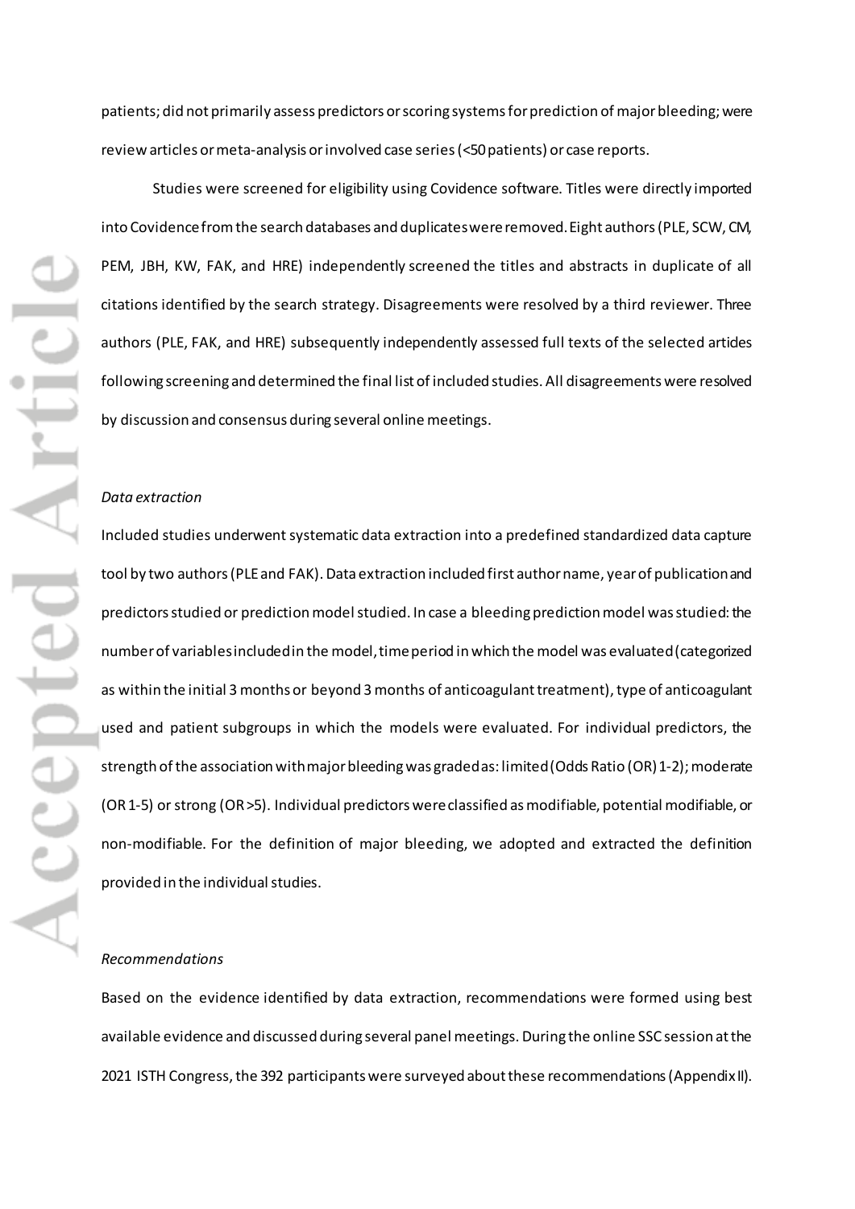patients; did not primarily assess predictors or scoring systems for prediction of major bleeding; were review articles or meta-analysis or involved case series (<50 patients) or case reports.

Studies were screened for eligibility using Covidence software. Titles were directly imported into Covidence from the search databases and duplicates were removed. Eight authors (PLE, SCW, CM, PEM, JBH, KW, FAK, and HRE) independently screened the titles and abstracts in duplicate of all citations identified by the search strategy. Disagreements were resolved by a third reviewer. Three authors (PLE, FAK, and HRE) subsequently independently assessed full texts of the selected artides following screening and determined the final list of included studies. All disagreements were resolved by discussion and consensus during several online meetings.

*Data extraction*

Included studies underwent systematic data extraction into a predefined standardized data capture tool by two authors (PLE and FAK). Data extraction included first author name, year of publication and predictors studied or prediction model studied. In case a bleeding prediction model was studied: the number of variables included in the model, time period in which the model was evaluated (categorized as within the initial 3 months or beyond 3 months of anticoagulant treatment), type of anticoagulant used and patient subgroups in which the models were evaluated. For individual predictors, the strength of the association with major bleeding was graded as: limited (Odds Ratio (OR) 1-2); moderate (OR 1-5) or strong (OR >5). Individual predictors were classified as modifiable, potential modifiable, or non-modifiable. For the definition of major bleeding, we adopted and extracted the definition provided in the individual studies.

*Recommendations*

Based on the evidence identified by data extraction, recommendations were formed using best available evidence and discussed during several panel meetings. During the online SSC session at the 2021 ISTH Congress, the 392 participants were surveyed about these recommendations (Appendix II).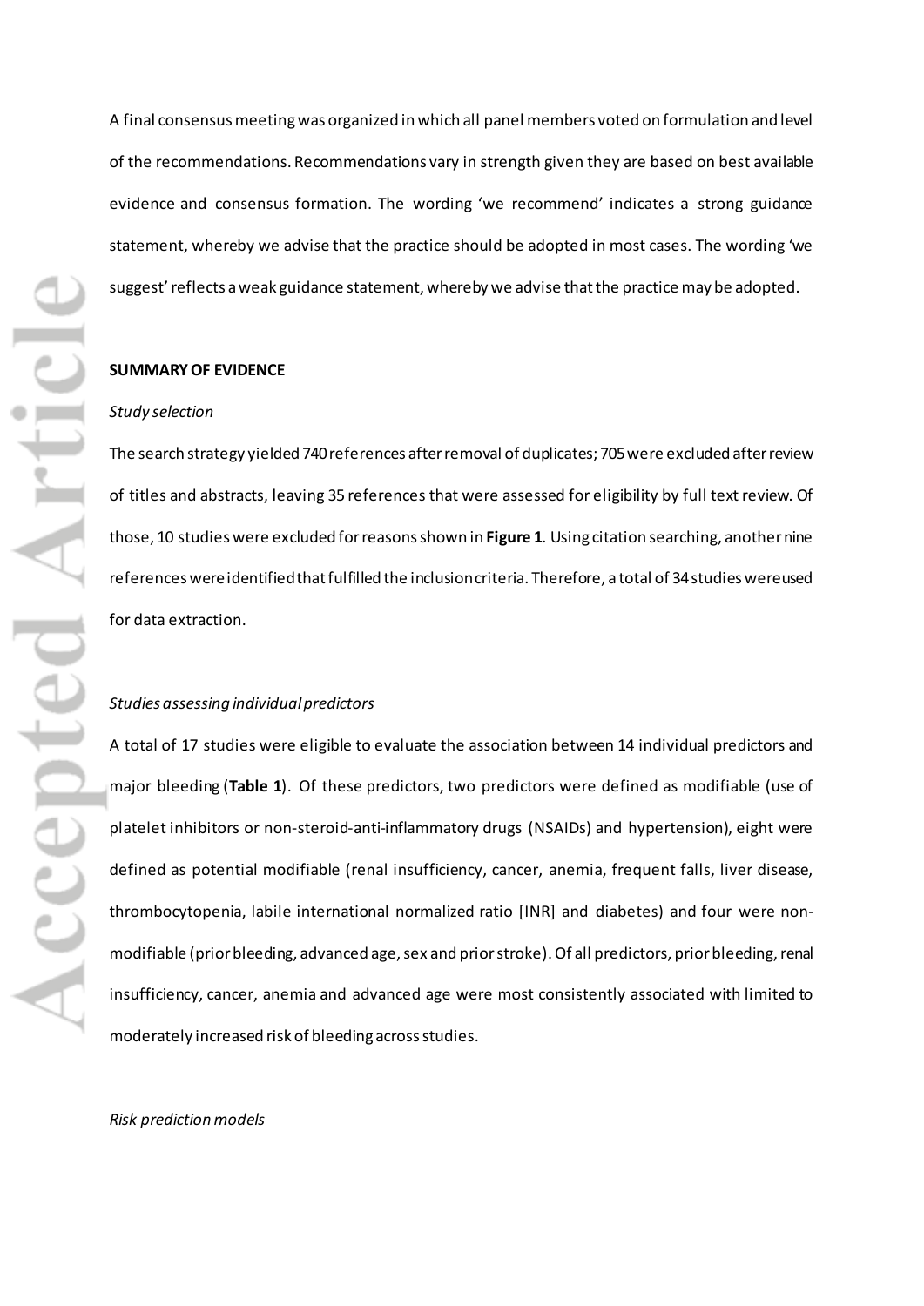A final consensus meeting was organized in which all panel members voted on formulation and level of the recommendations. Recommendations vary in strength given they are based on best available evidence and consensus formation. The wording 'we recommend' indicates a strong guidance statement, whereby we advise that the practice should be adopted in most cases. The wording 'we suggest' reflects a weak guidance statement, whereby we advise that the practice may be adopted.

## SUMMARY OF EVIDENCE

### *Study selection*

The search strategy yielded 740 references after removal of duplicates; 705 were excluded after review of titles and abstracts, leaving 35 references that were assessed for eligibility by full text review. Of those, 10 studies were excluded for reasons shown in **Figure 1**. Using citation searching, another nine references were identified that fulfilled the inclusion criteria. Therefore, a total of 34 studies were used for data extraction.

### *Studies assessing individual predictors*

A total of 17 studies were eligible to evaluate the association between 14 individual predictors and major bleeding (**Table 1**). Of these predictors, two predictors were defined as modifiable (use of platelet inhibitors or non-steroid-anti-inflammatory drugs (NSAIDs) and hypertension), eight were defined as potential modifiable (renal insufficiency, cancer, anemia, frequent falls, liver disease, thrombocytopenia, labile international normalized ratio [INR] and diabetes) and four were non-modifiable (prior bleeding, advanced age, sex and prior stroke). Of all predictors, prior bleeding, renal insufficiency, cancer, anemia and advanced age were most consistently associated with limited to moderately increased risk of bleeding across studies.

### *Risk prediction models*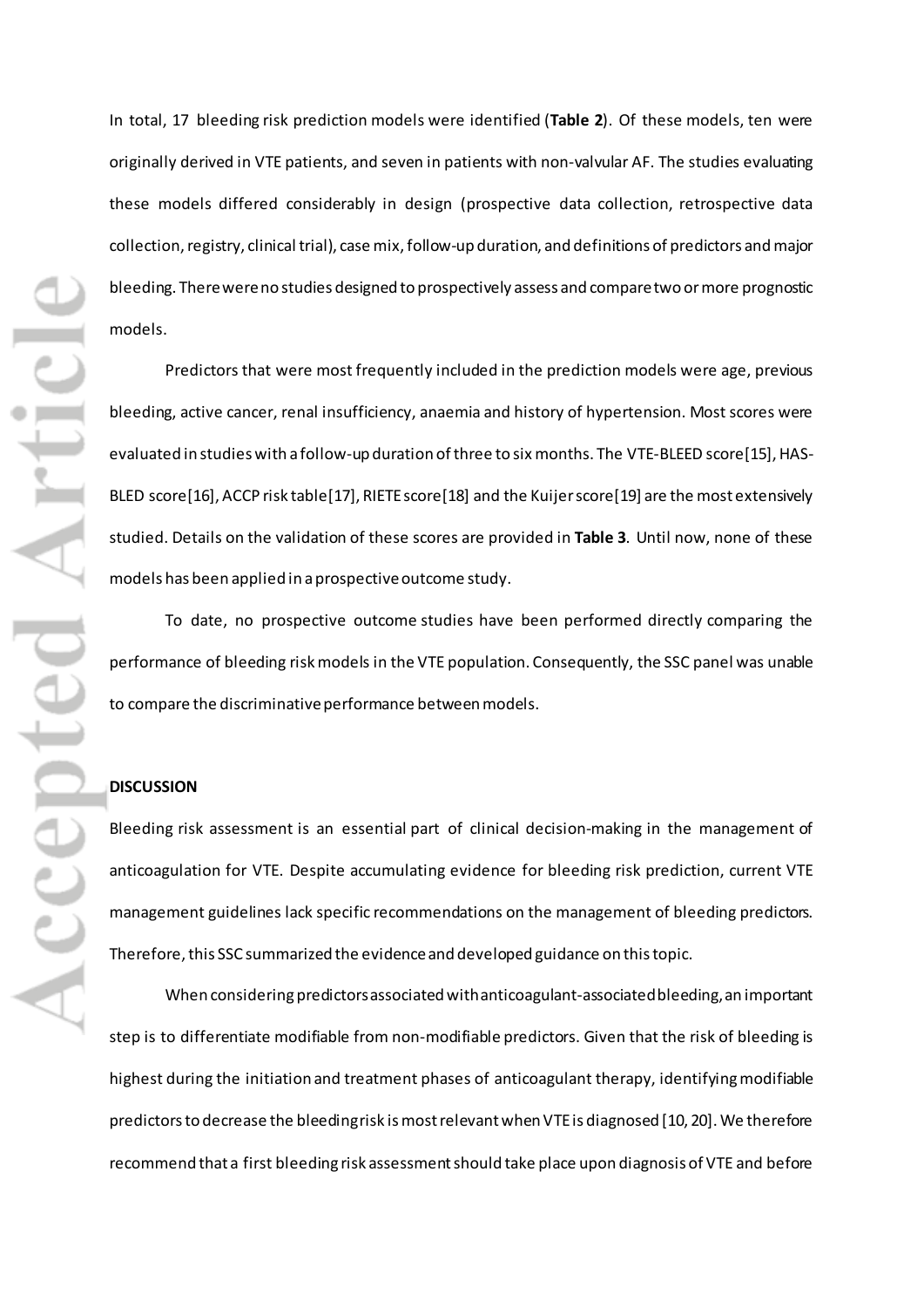In total, 17 bleeding risk prediction models were identified (**Table 2**). Of these models, ten were originally derived in VTE patients, and seven in patients with non-valvular AF. The studies evaluating these models differed considerably in design (prospective data collection, retrospective data collection, registry, clinical trial), case mix, follow-up duration, and definitions of predictors and major bleeding. There were no studies designed to prospectively assess and compare two or more prognostic models.

Predictors that were most frequently included in the prediction models were age, previous bleeding, active cancer, renal insufficiency, anaemia and history of hypertension. Most scores were evaluated in studies with a follow-up duration of three to six months. The VTE-BLEED score[15], HAS-BLED score[16], ACCP risk table[17], RIETE score[18] and the Kuijer score[19] are the most extensively studied. Details on the validation of these scores are provided in **Table 3**. Until now, none of these models has been applied in a prospective outcome study.

To date, no prospective outcome studies have been performed directly comparing the performance of bleeding risk models in the VTE population. Consequently, the SSC panel was unable to compare the discriminative performance between models.

**DISCUSSION**

Bleeding risk assessment is an essential part of clinical decision-making in the management of anticoagulation for VTE. Despite accumulating evidence for bleeding risk prediction, current VTE management guidelines lack specific recommendations on the management of bleeding predictors. Therefore, this SSC summarized the evidence and developed guidance on this topic.

When considering predictors associated with anticoagulant-associated bleeding, an important step is to differentiate modifiable from non-modifiable predictors. Given that the risk of bleeding is highest during the initiation and treatment phases of anticoagulant therapy, identifying modifiable predictors to decrease the bleeding risk is most relevant when VTE is diagnosed [10, 20]. We therefore recommend that a first bleeding risk assessment should take place upon diagnosis of VTE and before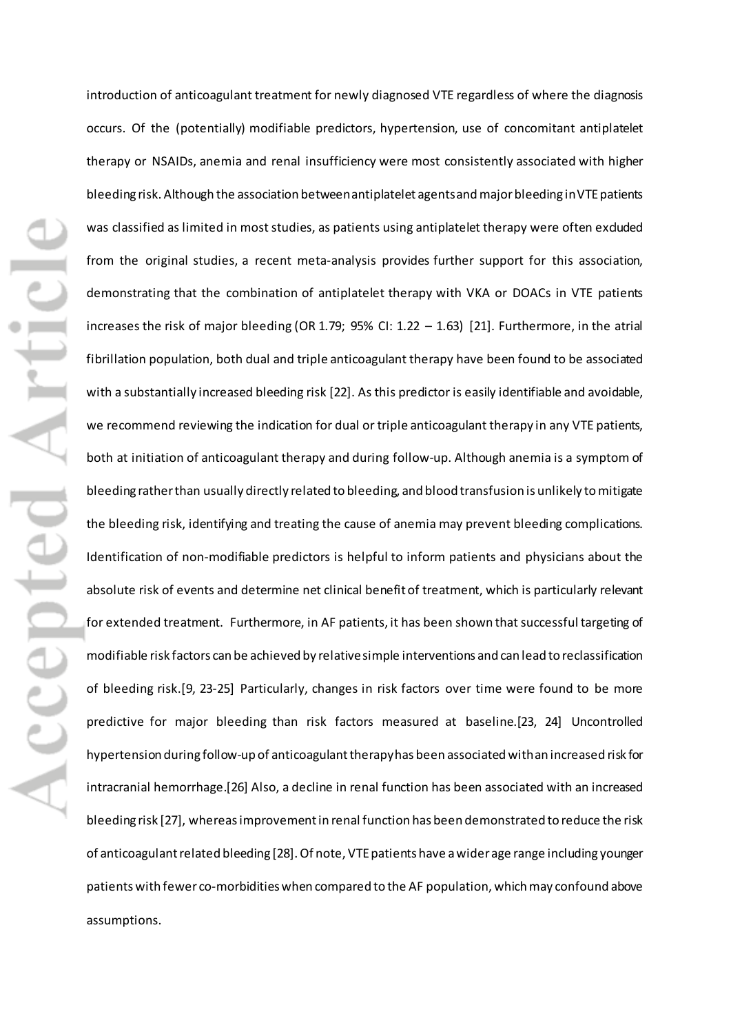introduction of anticoagulant treatment for newly diagnosed VTE regardless of where the diagnosis occurs. Of the (potentially) modifiable predictors, hypertension, use of concomitant antiplatelet therapy or NSAIDs, anemia and renal insufficiency were most consistently associated with higher bleeding risk. Although the association between antiplatelet agents and major bleeding in VTE patients was classified as limited in most studies, as patients using antiplatelet therapy were often excluded from the original studies, a recent meta-analysis provides further support for this association, demonstrating that the combination of antiplatelet therapy with VKA or DOACs in VTE patients increases the risk of major bleeding (OR 1.79; 95% CI: 1.22 – 1.63) [21]. Furthermore, in the atrial fibrillation population, both dual and triple anticoagulant therapy have been found to be associated with a substantially increased bleeding risk [22]. As this predictor is easily identifiable and avoidable, we recommend reviewing the indication for dual or triple anticoagulant therapy in any VTE patients, both at initiation of anticoagulant therapy and during follow-up. Although anemia is a symptom of bleeding rather than usually directly related to bleeding, and blood transfusion is unlikely to mitigate the bleeding risk, identifying and treating the cause of anemia may prevent bleeding complications. Identification of non-modifiable predictors is helpful to inform patients and physicians about the absolute risk of events and determine net clinical benefit of treatment, which is particularly relevant for extended treatment. Furthermore, in AF patients, it has been shown that successful targeting of modifiable risk factors can be achieved by relative simple interventions and can lead to reclassification of bleeding risk.[9, 23-25] Particularly, changes in risk factors over time were found to be more predictive for major bleeding than risk factors measured at baseline.[23, 24] Uncontrolled hypertension during follow-up of anticoagulant therapy has been associated with an increased risk for intracranial hemorrhage.[26] Also, a decline in renal function has been associated with an increased bleeding risk [27], whereas improvement in renal function has been demonstrated to reduce the risk of anticoagulant related bleeding [28]. Of note, VTE patients have a wider age range including younger patients with fewer co-morbidities when compared to the AF population, which may confound above assumptions.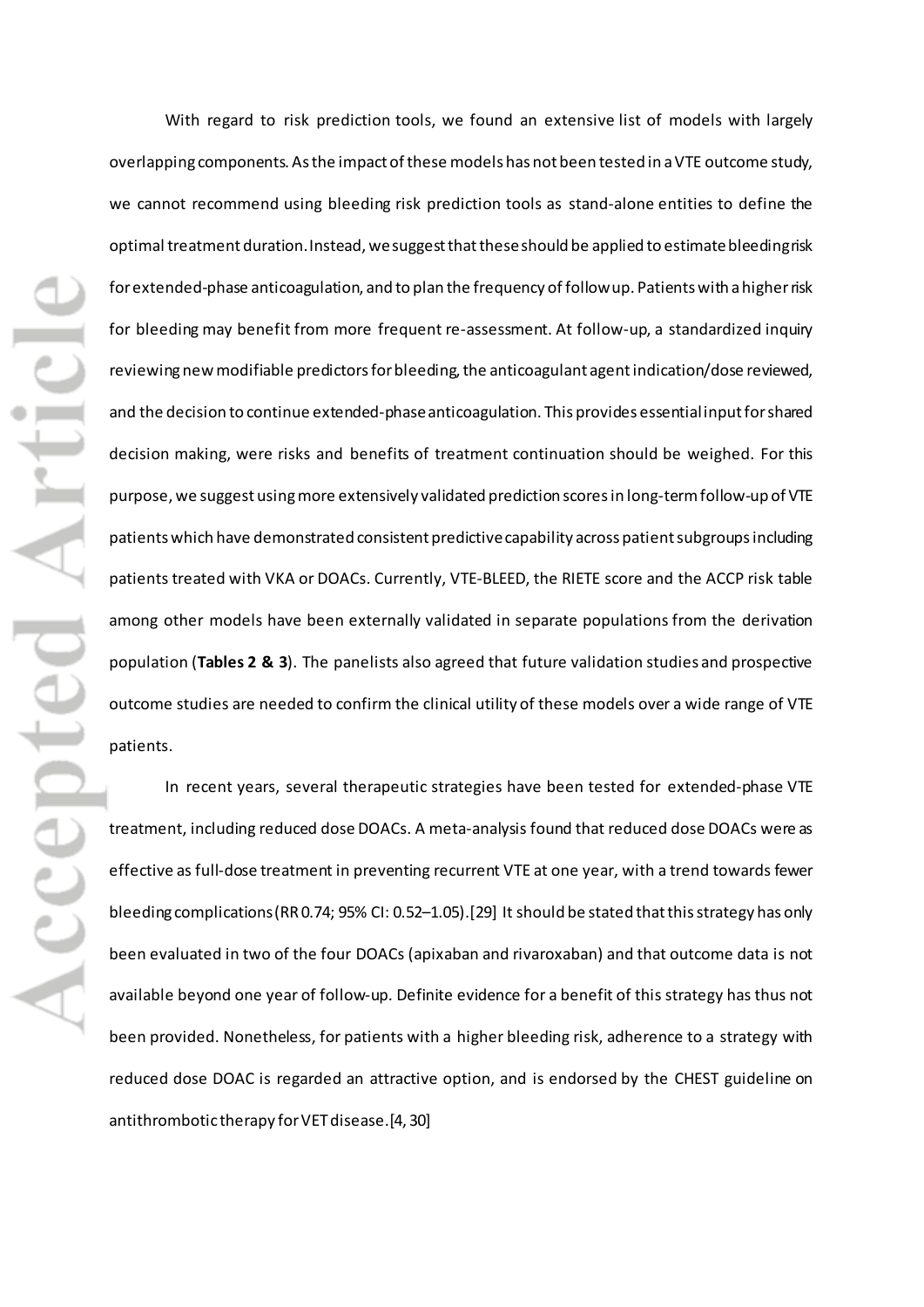With regard to risk prediction tools, we found an extensive list of models with largely overlapping components. As the impact of these models has not been tested in a VTE outcome study, we cannot recommend using bleeding risk prediction tools as stand-alone entities to define the optimal treatment duration. Instead, we suggest that these should be applied to estimate bleeding risk for extended-phase anticoagulation, and to plan the frequency of follow up. Patients with a higher risk for bleeding may benefit from more frequent re-assessment. At follow-up, a standardized inquiry reviewing new modifiable predictors for bleeding, the anticoagulant agent indication/dose reviewed, and the decision to continue extended-phase anticoagulation. This provides essential input for shared decision making, were risks and benefits of treatment continuation should be weighed. For this purpose, we suggest using more extensively validated prediction scores in long-term follow-up of VTE patients which have demonstrated consistent predictive capability across patient subgroups including patients treated with VKA or DOACs. Currently, VTE-BLEED, the RIETE score and the ACCP risk table among other models have been externally validated in separate populations from the derivation population (**Tables 2 & 3**). The panelists also agreed that future validation studies and prospective outcome studies are needed to confirm the clinical utility of these models over a wide range of VTE patients.

In recent years, several therapeutic strategies have been tested for extended-phase VTE treatment, including reduced dose DOACs. A meta-analysis found that reduced dose DOACs were as effective as full-dose treatment in preventing recurrent VTE at one year, with a trend towards fewer bleeding complications (RR 0.74; 95% CI: 0.52–1.05).[29] It should be stated that this strategy has only been evaluated in two of the four DOACs (apixaban and rivaroxaban) and that outcome data is not available beyond one year of follow-up. Definite evidence for a benefit of this strategy has thus not been provided. Nonetheless, for patients with a higher bleeding risk, adherence to a strategy with reduced dose DOAC is regarded an attractive option, and is endorsed by the CHEST guideline on antithrombotic therapy for VET disease.[4, 30]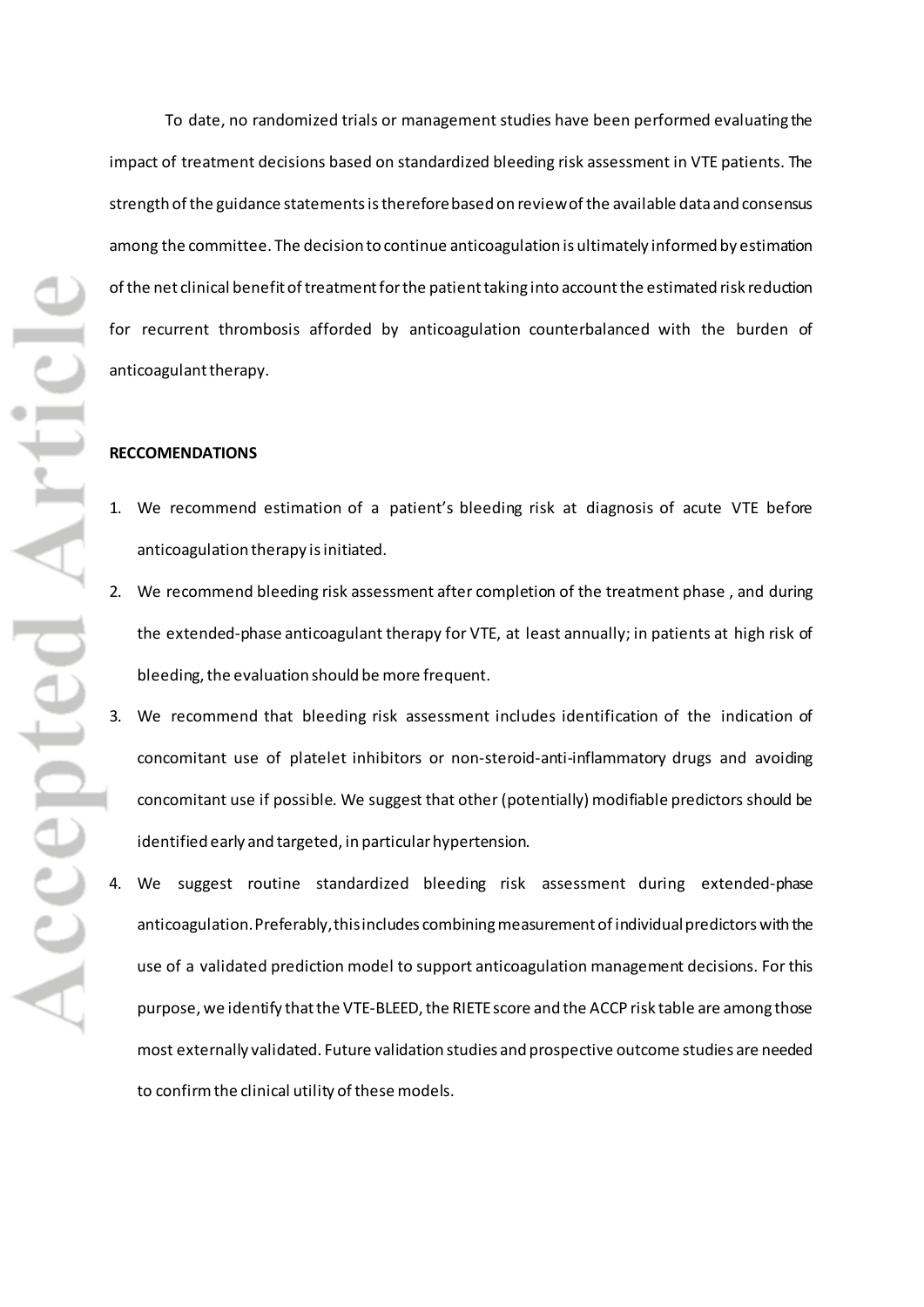To date, no randomized trials or management studies have been performed evaluating the impact of treatment decisions based on standardized bleeding risk assessment in VTE patients. The strength of the guidance statements is therefore based on review of the available data and consensus among the committee. The decision to continue anticoagulation is ultimately informed by estimation of the net clinical benefit of treatment for the patient taking into account the estimated risk reduction for recurrent thrombosis afforded by anticoagulation counterbalanced with the burden of anticoagulant therapy.

**RECCOMENDATIONS**

1. We recommend estimation of a patient's bleeding risk at diagnosis of acute VTE before anticoagulation therapy is initiated.
2. We recommend bleeding risk assessment after completion of the treatment phase , and during the extended-phase anticoagulant therapy for VTE, at least annually; in patients at high risk of bleeding, the evaluation should be more frequent.
3. We recommend that bleeding risk assessment includes identification of the indication of concomitant use of platelet inhibitors or non-steroid-anti-inflammatory drugs and avoiding concomitant use if possible. We suggest that other (potentially) modifiable predictors should be identified early and targeted, in particular hypertension.
4. We suggest routine standardized bleeding risk assessment during extended-phase anticoagulation. Preferably, this includes combining measurement of individual predictors with the use of a validated prediction model to support anticoagulation management decisions. For this purpose, we identify that the VTE-BLEED, the RIETE score and the ACCP risk table are among those most externally validated. Future validation studies and prospective outcome studies are needed to confirm the clinical utility of these models.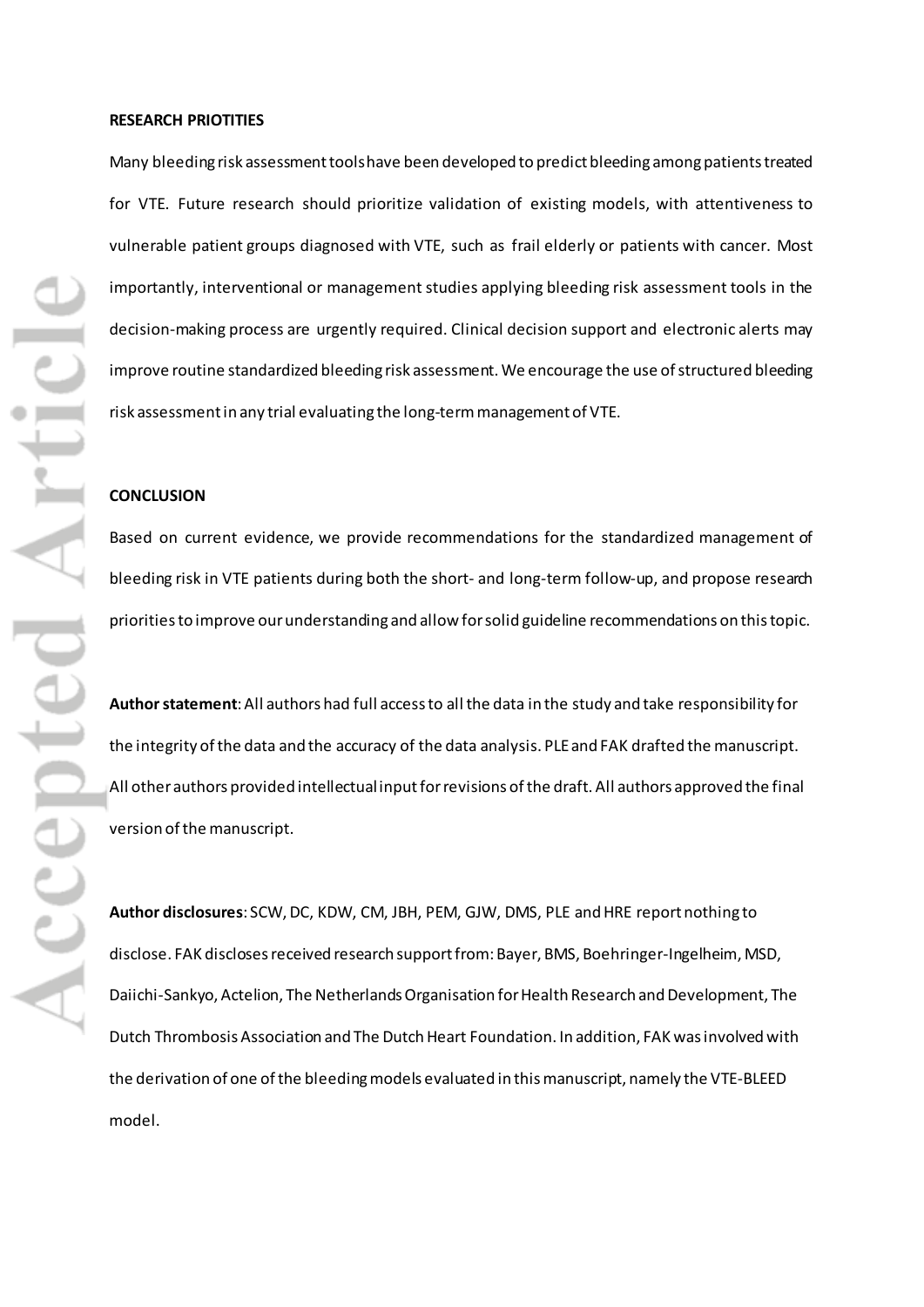**RESEARCH PRIOTITIES**

Many bleeding risk assessment tools have been developed to predict bleeding among patients treated for VTE. Future research should prioritize validation of existing models, with attentiveness to vulnerable patient groups diagnosed with VTE, such as frail elderly or patients with cancer. Most importantly, interventional or management studies applying bleeding risk assessment tools in the decision-making process are urgently required. Clinical decision support and electronic alerts may improve routine standardized bleeding risk assessment. We encourage the use of structured bleeding risk assessment in any trial evaluating the long-term management of VTE.

**CONCLUSION**

Based on current evidence, we provide recommendations for the standardized management of bleeding risk in VTE patients during both the short- and long-term follow-up, and propose research priorities to improve our understanding and allow for solid guideline recommendations on this topic.

**Author statement**: All authors had full access to all the data in the study and take responsibility for the integrity of the data and the accuracy of the data analysis. PLE and FAK drafted the manuscript. All other authors provided intellectual input for revisions of the draft. All authors approved the final version of the manuscript.

**Author disclosures**: SCW, DC, KDW, CM, JBH, PEM, GJW, DMS, PLE and HRE report nothing to disclose. FAK discloses received research support from: Bayer, BMS, Boehringer-Ingelheim, MSD, Daiichi-Sankyo, Actelion, The Netherlands Organisation for Health Research and Development, The Dutch Thrombosis Association and The Dutch Heart Foundation. In addition, FAK was involved with the derivation of one of the bleeding models evaluated in this manuscript, namely the VTE-BLEED model.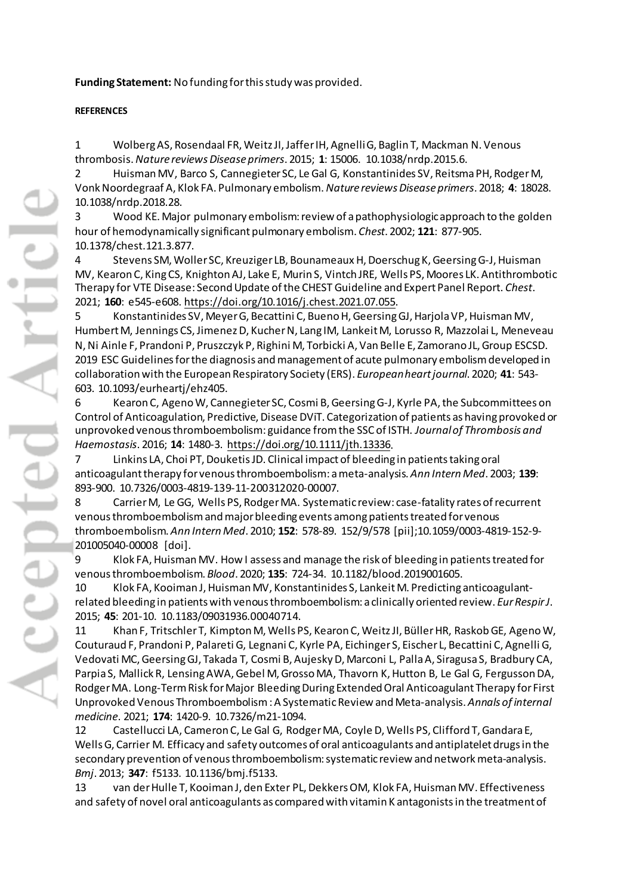**Funding Statement:** No funding for this study was provided.

**REFERENCES**

1 Wolberg AS, Rosendaal FR, Weitz JI, Jaffer IH, Agnelli G, Baglin T, Mackman N. Venous thrombosis. *Nature reviews Disease primers*. 2015; **1**: 15006. 10.1038/nrdp.2015.6.

2 Huisman MV, Barco S, Cannegieter SC, Le Gal G, Konstantinides SV, Reitsma PH, Rodger M, Vonk Noordegraaf A, Klok FA. Pulmonary embolism. *Nature reviews Disease primers*. 2018; **4**: 18028. 10.1038/nrdp.2018.28.

3 Wood KE. Major pulmonary embolism: review of a pathophysiologic approach to the golden hour of hemodynamically significant pulmonary embolism. *Chest*. 2002; **121**: 877-905. 10.1378/chest.121.3.877.

4 Stevens SM, Woller SC, Kreuziger LB, Bounameaux H, Doerschug K, Geersing G-J, Huisman MV, Kearon C, King CS, Knighton AJ, Lake E, Murin S, Vintch JRE, Wells PS, Moores LK. Antithrombotic Therapy for VTE Disease: Second Update of the CHEST Guideline and Expert Panel Report. *Chest*. 2021; **160**: e545-e608. https://doi.org/10.1016/j.chest.2021.07.055.

5 Konstantinides SV, Meyer G, Becattini C, Bueno H, Geersing GJ, Harjola VP, Huisman MV, Humbert M, Jennings CS, Jimenez D, Kucher N, Lang IM, Lankeit M, Lorusso R, Mazzolai L, Meneveau N, Ni Ainle F, Prandoni P, Pruszczyk P, Righini M, Torbicki A, Van Belle E, Zamorano JL, Group ESCSD. 2019 ESC Guidelines for the diagnosis and management of acute pulmonary embolism developed in collaboration with the European Respiratory Society (ERS). *European heart journal*. 2020; **41**: 543-603. 10.1093/eurheartj/ehz405.

6 Kearon C, Ageno W, Cannegieter SC, Cosmi B, Geersing G-J, Kyrle PA, the Subcommittees on Control of Anticoagulation, Predictive, Disease DViT. Categorization of patients as having provoked or unprovoked venous thromboembolism: guidance from the SSC of ISTH. *Journal of Thrombosis and Haemostasis*. 2016; **14**: 1480-3. https://doi.org/10.1111/jth.13336.

7 Linkins LA, Choi PT, Douketis JD. Clinical impact of bleeding in patients taking oral anticoagulant therapy for venous thromboembolism: a meta-analysis. *Ann Intern Med*. 2003; **139**: 893-900. 10.7326/0003-4819-139-11-200312020-00007.

8 Carrier M, Le GG, Wells PS, Rodger MA. Systematic review: case-fatality rates of recurrent venous thromboembolism and major bleeding events among patients treated for venous thromboembolism. *Ann Intern Med*. 2010; **152**: 578-89. 152/9/578 [pii];10.1059/0003-4819-152-9-201005040-00008 [doi].

9 Klok FA, Huisman MV. How I assess and manage the risk of bleeding in patients treated for venous thromboembolism. *Blood*. 2020; **135**: 724-34. 10.1182/blood.2019001605.

10 Klok FA, Kooiman J, Huisman MV, Konstantinides S, Lankeit M. Predicting anticoagulant-related bleeding in patients with venous thromboembolism: a clinically oriented review. *Eur Respir J*. 2015; **45**: 201-10. 10.1183/09031936.00040714.

11 Khan F, Tritschler T, Kimpton M, Wells PS, Kearon C, Weitz JI, Büller HR, Raskob GE, Ageno W, Couturaud F, Prandoni P, Palareti G, Legnani C, Kyrle PA, Eichinger S, Eischer L, Becattini C, Agnelli G, Vedovati MC, Geersing GJ, Takada T, Cosmi B, Aujesky D, Marconi L, Palla A, Siragusa S, Bradbury CA, Parpia S, Mallick R, Lensing AWA, Gebel M, Grosso MA, Thavorn K, Hutton B, Le Gal G, Fergusson DA, Rodger MA. Long-Term Risk for Major Bleeding During Extended Oral Anticoagulant Therapy for First Unprovoked Venous Thromboembolism : A Systematic Review and Meta-analysis. *Annals of internal medicine*. 2021; **174**: 1420-9. 10.7326/m21-1094.

12 Castellucci LA, Cameron C, Le Gal G, Rodger MA, Coyle D, Wells PS, Clifford T, Gandara E, Wells G, Carrier M. Efficacy and safety outcomes of oral anticoagulants and antiplatelet drugs in the secondary prevention of venous thromboembolism: systematic review and network meta-analysis. *Bmj*. 2013; **347**: f5133. 10.1136/bmj.f5133.

13 van der Hulle T, Kooiman J, den Exter PL, Dekkers OM, Klok FA, Huisman MV. Effectiveness and safety of novel oral anticoagulants as compared with vitamin K antagonists in the treatment of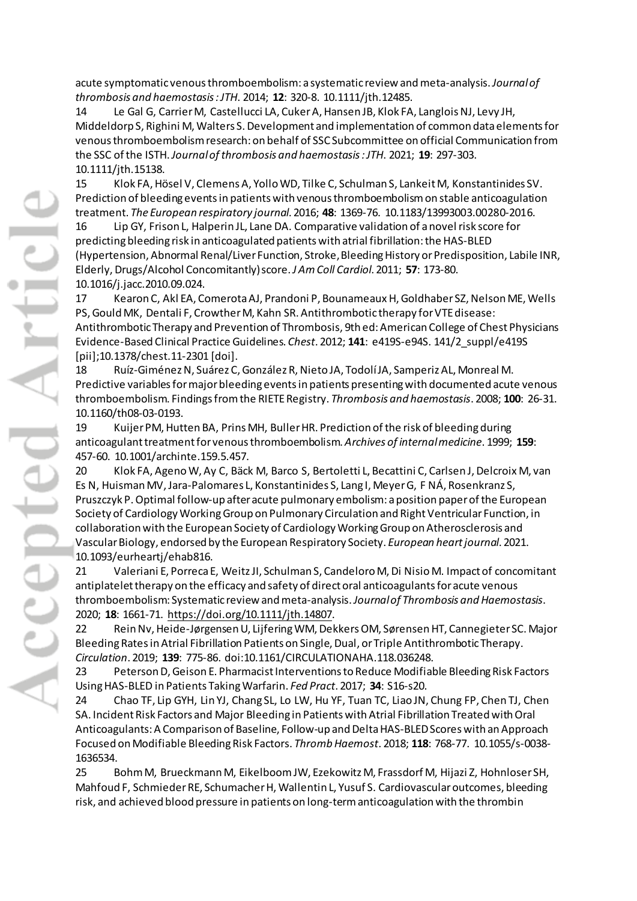acute symptomatic venous thromboembolism: a systematic review and meta-analysis. *Journal of thrombosis and haemostasis : JTH*. 2014; **12**: 320-8. 10.1111/jth.12485.

14 Le Gal G, Carrier M, Castellucci LA, Cuker A, Hansen JB, Klok FA, Langlois NJ, Levy JH, Middeldorp S, Righini M, Walters S. Development and implementation of common data elements for venous thromboembolism research: on behalf of SSC Subcommittee on official Communication from the SSC of the ISTH. *Journal of thrombosis and haemostasis : JTH*. 2021; **19**: 297-303. 10.1111/jth.15138.

15 Klok FA, Hösel V, Clemens A, Yollo WD, Tilke C, Schulman S, Lankeit M, Konstantinides SV. Prediction of bleeding events in patients with venous thromboembolism on stable anticoagulation treatment. *The European respiratory journal*. 2016; **48**: 1369-76. 10.1183/13993003.00280-2016.

16 Lip GY, Frison L, Halperin JL, Lane DA. Comparative validation of a novel risk score for predicting bleeding risk in anticoagulated patients with atrial fibrillation: the HAS-BLED (Hypertension, Abnormal Renal/Liver Function, Stroke, Bleeding History or Predisposition, Labile INR, Elderly, Drugs/Alcohol Concomitantly) score. *J Am Coll Cardiol*. 2011; **57**: 173-80. 10.1016/j.jacc.2010.09.024.

17 Kearon C, Akl EA, Comerota AJ, Prandoni P, Bounameaux H, Goldhaber SZ, Nelson ME, Wells PS, Gould MK, Dentali F, Crowther M, Kahn SR. Antithrombotic therapy for VTE disease: Antithrombotic Therapy and Prevention of Thrombosis, 9th ed: American College of Chest Physicians Evidence-Based Clinical Practice Guidelines. *Chest*. 2012; **141**: e419S-e94S. 141/2_suppl/e419S [pii];10.1378/chest.11-2301 [doi].

18 Ruíz-Giménez N, Suárez C, González R, Nieto JA, Todolí JA, Samperiz AL, Monreal M. Predictive variables for major bleeding events in patients presenting with documented acute venous thromboembolism. Findings from the RIETE Registry. *Thrombosis and haemostasis*. 2008; **100**: 26-31. 10.1160/th08-03-0193.

19 Kuijer PM, Hutten BA, Prins MH, Buller HR. Prediction of the risk of bleeding during anticoagulant treatment for venous thromboembolism. *Archives of internal medicine*. 1999; **159**: 457-60. 10.1001/archinte.159.5.457.

20 Klok FA, Ageno W, Ay C, Bäck M, Barco S, Bertoletti L, Becattini C, Carlsen J, Delcroix M, van Es N, Huisman MV, Jara-Palomares L, Konstantinides S, Lang I, Meyer G, F NÁ, Rosenkranz S, Pruszczyk P. Optimal follow-up after acute pulmonary embolism: a position paper of the European Society of Cardiology Working Group on Pulmonary Circulation and Right Ventricular Function, in collaboration with the European Society of Cardiology Working Group on Atherosclerosis and Vascular Biology, endorsed by the European Respiratory Society. *European heart journal*. 2021. 10.1093/eurheartj/ehab816.

21 Valeriani E, Porreca E, Weitz JI, Schulman S, Candeloro M, Di Nisio M. Impact of concomitant antiplatelet therapy on the efficacy and safety of direct oral anticoagulants for acute venous thromboembolism: Systematic review and meta-analysis. *Journal of Thrombosis and Haemostasis*. 2020; **18**: 1661-71. https://doi.org/10.1111/jth.14807.

22 Rein Nv, Heide-Jørgensen U, Lijfering WM, Dekkers OM, Sørensen HT, Cannegieter SC. Major Bleeding Rates in Atrial Fibrillation Patients on Single, Dual, or Triple Antithrombotic Therapy. *Circulation*. 2019; **139**: 775-86. doi:10.1161/CIRCULATIONAHA.118.036248.

23 Peterson D, Geison E. Pharmacist Interventions to Reduce Modifiable Bleeding Risk Factors Using HAS-BLED in Patients Taking Warfarin. *Fed Pract*. 2017; **34**: S16-s20.

24 Chao TF, Lip GYH, Lin YJ, Chang SL, Lo LW, Hu YF, Tuan TC, Liao JN, Chung FP, Chen TJ, Chen SA. Incident Risk Factors and Major Bleeding in Patients with Atrial Fibrillation Treated with Oral Anticoagulants: A Comparison of Baseline, Follow-up and Delta HAS-BLED Scores with an Approach Focused on Modifiable Bleeding Risk Factors. *Thromb Haemost*. 2018; **118**: 768-77. 10.1055/s-0038-1636534.

25 Bohm M, Brueckmann M, Eikelboom JW, Ezekowitz M, Frassdorf M, Hijazi Z, Hohnloser SH, Mahfoud F, Schmieder RE, Schumacher H, Wallentin L, Yusuf S. Cardiovascular outcomes, bleeding risk, and achieved blood pressure in patients on long-term anticoagulation with the thrombin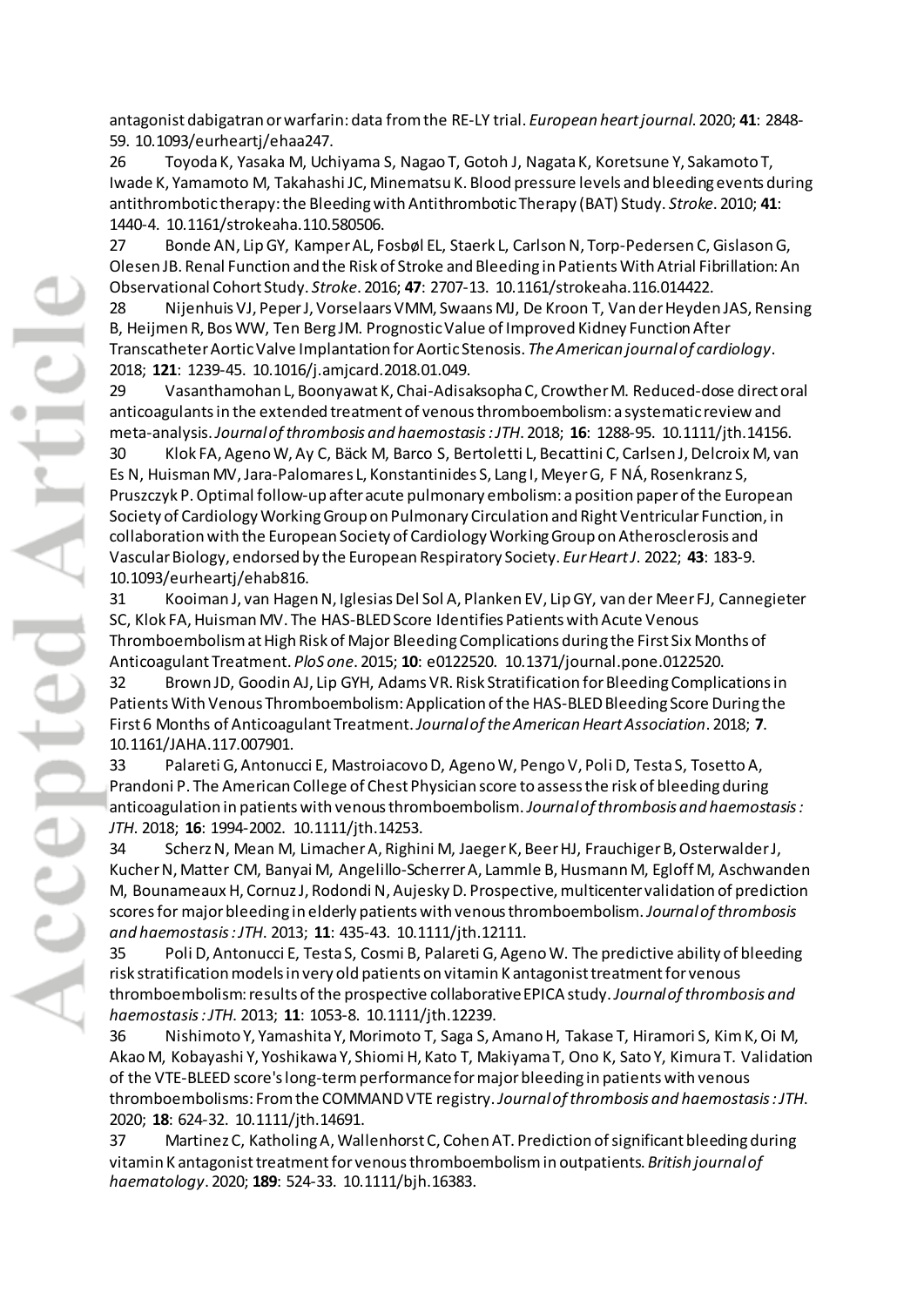antagonist dabigatran or warfarin: data from the RE-LY trial. *European heart journal*. 2020; **41**: 2848-59. 10.1093/eurheartj/ehaa247.

26 Toyoda K, Yasaka M, Uchiyama S, Nagao T, Gotoh J, Nagata K, Koretsune Y, Sakamoto T, Iwade K, Yamamoto M, Takahashi JC, Minematsu K. Blood pressure levels and bleeding events during antithrombotic therapy: the Bleeding with Antithrombotic Therapy (BAT) Study. *Stroke*. 2010; **41**: 1440-4. 10.1161/strokeaha.110.580506.

27 Bonde AN, Lip GY, Kamper AL, Fosbøl EL, Staerk L, Carlson N, Torp-Pedersen C, Gislason G, Olesen JB. Renal Function and the Risk of Stroke and Bleeding in Patients With Atrial Fibrillation: An Observational Cohort Study. *Stroke*. 2016; **47**: 2707-13. 10.1161/strokeaha.116.014422.

28 Nijenhuis VJ, Peper J, Vorselaars VMM, Swaans MJ, De Kroon T, Van der Heyden JAS, Rensing B, Heijmen R, Bos WW, Ten Berg JM. Prognostic Value of Improved Kidney Function After Transcatheter Aortic Valve Implantation for Aortic Stenosis. *The American journal of cardiology*. 2018; **121**: 1239-45. 10.1016/j.amjcard.2018.01.049.

29 Vasanthamohan L, Boonyawat K, Chai-Adisaksopha C, Crowther M. Reduced-dose direct oral anticoagulants in the extended treatment of venous thromboembolism: a systematic review and meta-analysis. *Journal of thrombosis and haemostasis : JTH*. 2018; **16**: 1288-95. 10.1111/jth.14156.

30 Klok FA, Ageno W, Ay C, Bäck M, Barco S, Bertoletti L, Becattini C, Carlsen J, Delcroix M, van Es N, Huisman MV, Jara-Palomares L, Konstantinides S, Lang I, Meyer G, F NÁ, Rosenkranz S, Pruszczyk P. Optimal follow-up after acute pulmonary embolism: a position paper of the European Society of Cardiology Working Group on Pulmonary Circulation and Right Ventricular Function, in collaboration with the European Society of Cardiology Working Group on Atherosclerosis and Vascular Biology, endorsed by the European Respiratory Society. *Eur Heart J*. 2022; **43**: 183-9. 10.1093/eurheartj/ehab816.

31 Kooiman J, van Hagen N, Iglesias Del Sol A, Planken EV, Lip GY, van der Meer FJ, Cannegieter SC, Klok FA, Huisman MV. The HAS-BLED Score Identifies Patients with Acute Venous Thromboembolism at High Risk of Major Bleeding Complications during the First Six Months of Anticoagulant Treatment. *PloS one*. 2015; **10**: e0122520. 10.1371/journal.pone.0122520.

32 Brown JD, Goodin AJ, Lip GYH, Adams VR. Risk Stratification for Bleeding Complications in Patients With Venous Thromboembolism: Application of the HAS-BLED Bleeding Score During the First 6 Months of Anticoagulant Treatment. *Journal of the American Heart Association*. 2018; **7**. 10.1161/JAHA.117.007901.

33 Palareti G, Antonucci E, Mastroiacovo D, Ageno W, Pengo V, Poli D, Testa S, Tosetto A, Prandoni P. The American College of Chest Physician score to assess the risk of bleeding during anticoagulation in patients with venous thromboembolism. *Journal of thrombosis and haemostasis : JTH*. 2018; **16**: 1994-2002. 10.1111/jth.14253.

34 Scherz N, Mean M, Limacher A, Righini M, Jaeger K, Beer HJ, Frauchiger B, Osterwalder J, Kucher N, Matter CM, Banyai M, Angelillo-Scherrer A, Lammle B, Husmann M, Egloff M, Aschwanden M, Bounameaux H, Cornuz J, Rodondi N, Aujesky D. Prospective, multicenter validation of prediction scores for major bleeding in elderly patients with venous thromboembolism. *Journal of thrombosis and haemostasis : JTH*. 2013; **11**: 435-43. 10.1111/jth.12111.

35 Poli D, Antonucci E, Testa S, Cosmi B, Palareti G, Ageno W. The predictive ability of bleeding risk stratification models in very old patients on vitamin K antagonist treatment for venous thromboembolism: results of the prospective collaborative EPICA study. *Journal of thrombosis and haemostasis : JTH*. 2013; **11**: 1053-8. 10.1111/jth.12239.

36 Nishimoto Y, Yamashita Y, Morimoto T, Saga S, Amano H, Takase T, Hiramori S, Kim K, Oi M, Akao M, Kobayashi Y, Yoshikawa Y, Shiomi H, Kato T, Makiyama T, Ono K, Sato Y, Kimura T. Validation of the VTE-BLEED score's long-term performance for major bleeding in patients with venous thromboembolisms: From the COMMAND VTE registry. *Journal of thrombosis and haemostasis : JTH*. 2020; **18**: 624-32. 10.1111/jth.14691.

37 Martinez C, Katholing A, Wallenhorst C, Cohen AT. Prediction of significant bleeding during vitamin K antagonist treatment for venous thromboembolism in outpatients. *British journal of haematology*. 2020; **189**: 524-33. 10.1111/bjh.16383.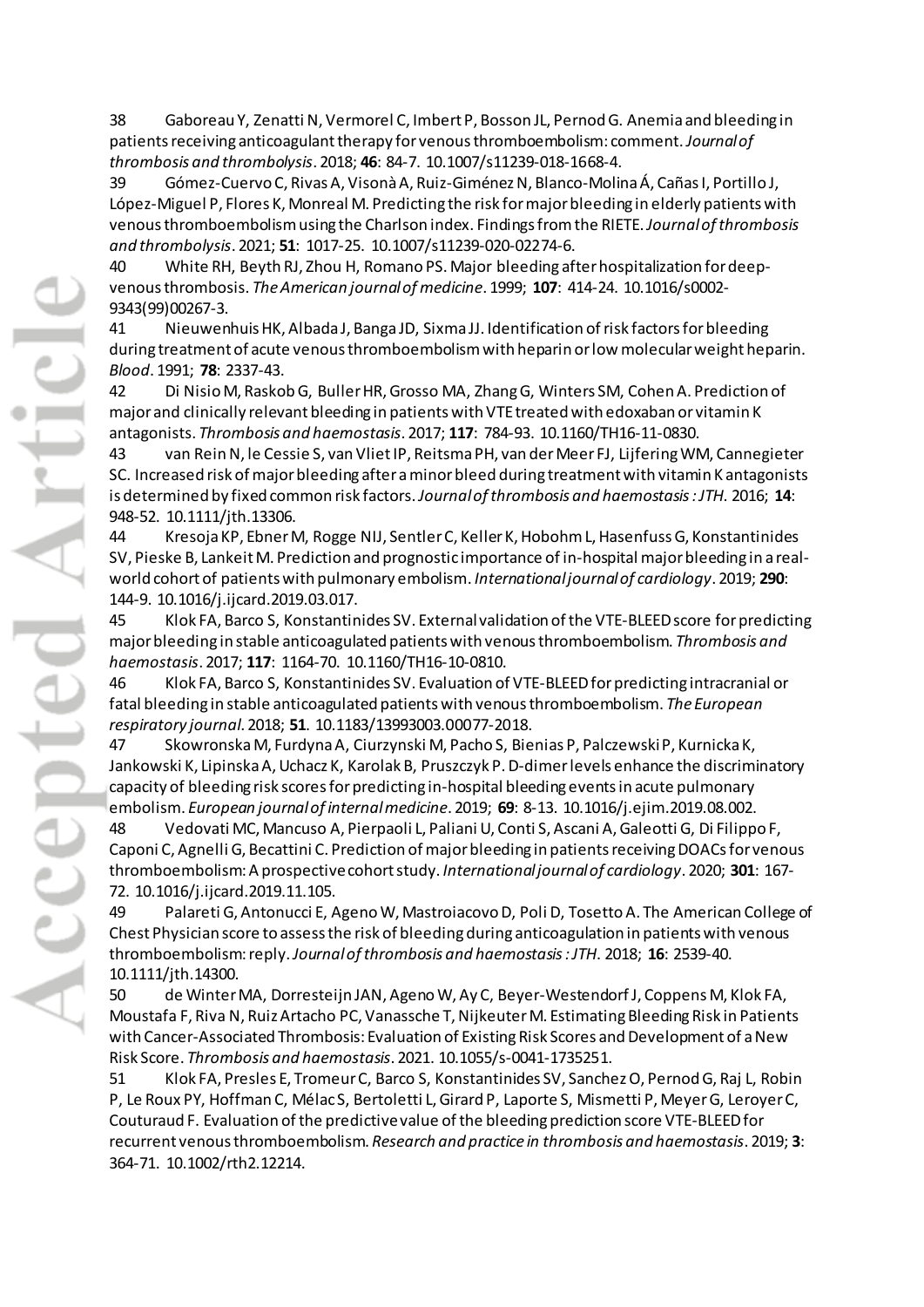38 Gaboreau Y, Zenatti N, Vermorel C, Imbert P, Bosson JL, Pernod G. Anemia and bleeding in patients receiving anticoagulant therapy for venous thromboembolism: comment. *Journal of thrombosis and thrombolysis*. 2018; **46**: 84-7. 10.1007/s11239-018-1668-4.

39 Gómez-Cuervo C, Rivas A, Visonà A, Ruiz-Giménez N, Blanco-Molina Á, Cañas I, Portillo J, López-Miguel P, Flores K, Monreal M. Predicting the risk for major bleeding in elderly patients with venous thromboembolism using the Charlson index. Findings from the RIETE. *Journal of thrombosis and thrombolysis*. 2021; **51**: 1017-25. 10.1007/s11239-020-02274-6.

40 White RH, Beyth RJ, Zhou H, Romano PS. Major bleeding after hospitalization for deep-venous thrombosis. *The American journal of medicine*. 1999; **107**: 414-24. 10.1016/s0002-9343(99)00267-3.

41 Nieuwenhuis HK, Albada J, Banga JD, Sixma JJ. Identification of risk factors for bleeding during treatment of acute venous thromboembolism with heparin or low molecular weight heparin. *Blood*. 1991; **78**: 2337-43.

42 Di Nisio M, Raskob G, Buller HR, Grosso MA, Zhang G, Winters SM, Cohen A. Prediction of major and clinically relevant bleeding in patients with VTE treated with edoxaban or vitamin K antagonists. *Thrombosis and haemostasis*. 2017; **117**: 784-93. 10.1160/TH16-11-0830.

43 van Rein N, le Cessie S, van Vliet IP, Reitsma PH, van der Meer FJ, Lijfering WM, Cannegieter SC. Increased risk of major bleeding after a minor bleed during treatment with vitamin K antagonists is determined by fixed common risk factors. *Journal of thrombosis and haemostasis : JTH*. 2016; **14**: 948-52. 10.1111/jth.13306.

44 Kresoja KP, Ebner M, Rogge NIJ, Sentler C, Keller K, Hobohm L, Hasenfuss G, Konstantinides SV, Pieske B, Lankeit M. Prediction and prognostic importance of in-hospital major bleeding in a real-world cohort of patients with pulmonary embolism. *International journal of cardiology*. 2019; **290**: 144-9. 10.1016/j.ijcard.2019.03.017.

45 Klok FA, Barco S, Konstantinides SV. External validation of the VTE-BLEED score for predicting major bleeding in stable anticoagulated patients with venous thromboembolism. *Thrombosis and haemostasis*. 2017; **117**: 1164-70. 10.1160/TH16-10-0810.

46 Klok FA, Barco S, Konstantinides SV. Evaluation of VTE-BLEED for predicting intracranial or fatal bleeding in stable anticoagulated patients with venous thromboembolism. *The European respiratory journal*. 2018; **51**. 10.1183/13993003.00077-2018.

47 Skowronska M, Furdyna A, Ciurzynski M, Pacho S, Bienias P, Palczewski P, Kurnicka K, Jankowski K, Lipinska A, Uchacz K, Karolak B, Pruszczyk P. D-dimer levels enhance the discriminatory capacity of bleeding risk scores for predicting in-hospital bleeding events in acute pulmonary embolism. *European journal of internal medicine*. 2019; **69**: 8-13. 10.1016/j.ejim.2019.08.002.

48 Vedovati MC, Mancuso A, Pierpaoli L, Paliani U, Conti S, Ascani A, Galeotti G, Di Filippo F, Caponi C, Agnelli G, Becattini C. Prediction of major bleeding in patients receiving DOACs for venous thromboembolism: A prospective cohort study. *International journal of cardiology*. 2020; **301**: 167-72. 10.1016/j.ijcard.2019.11.105.

49 Palareti G, Antonucci E, Ageno W, Mastroiacovo D, Poli D, Tosetto A. The American College of Chest Physician score to assess the risk of bleeding during anticoagulation in patients with venous thromboembolism: reply. *Journal of thrombosis and haemostasis : JTH*. 2018; **16**: 2539-40. 10.1111/jth.14300.

50 de Winter MA, Dorresteijn JAN, Ageno W, Ay C, Beyer-Westendorf J, Coppens M, Klok FA, Moustafa F, Riva N, Ruiz Artacho PC, Vanassche T, Nijkeuter M. Estimating Bleeding Risk in Patients with Cancer-Associated Thrombosis: Evaluation of Existing Risk Scores and Development of a New Risk Score. *Thrombosis and haemostasis*. 2021. 10.1055/s-0041-1735251.

51 Klok FA, Presles E, Tromeur C, Barco S, Konstantinides SV, Sanchez O, Pernod G, Raj L, Robin P, Le Roux PY, Hoffman C, Mélac S, Bertoletti L, Girard P, Laporte S, Mismetti P, Meyer G, Leroyer C, Couturaud F. Evaluation of the predictive value of the bleeding prediction score VTE-BLEED for recurrent venous thromboembolism. *Research and practice in thrombosis and haemostasis*. 2019; **3**: 364-71. 10.1002/rth2.12214.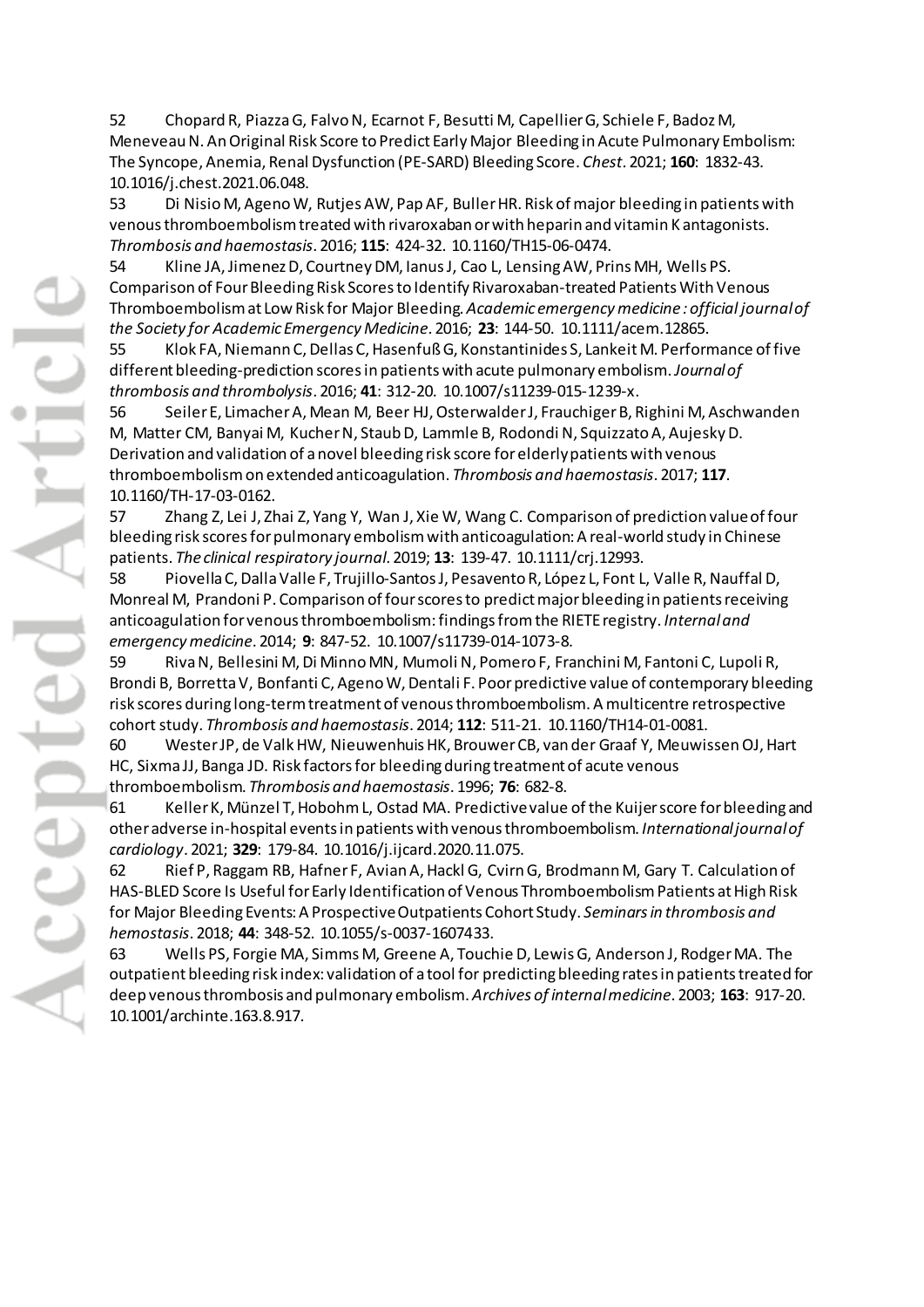52 Chopard R, Piazza G, Falvo N, Ecarnot F, Besutti M, Capellier G, Schiele F, Badoz M, Meneveau N. An Original Risk Score to Predict Early Major Bleeding in Acute Pulmonary Embolism: The Syncope, Anemia, Renal Dysfunction (PE-SARD) Bleeding Score. *Chest*. 2021; **160**: 1832-43. 10.1016/j.chest.2021.06.048.

53 Di Nisio M, Ageno W, Rutjes AW, Pap AF, Buller HR. Risk of major bleeding in patients with venous thromboembolism treated with rivaroxaban or with heparin and vitamin K antagonists. *Thrombosis and haemostasis*. 2016; **115**: 424-32. 10.1160/TH15-06-0474.

54 Kline JA, Jimenez D, Courtney DM, Ianus J, Cao L, Lensing AW, Prins MH, Wells PS. Comparison of Four Bleeding Risk Scores to Identify Rivaroxaban-treated Patients With Venous Thromboembolism at Low Risk for Major Bleeding. *Academic emergency medicine : official journal of the Society for Academic Emergency Medicine*. 2016; **23**: 144-50. 10.1111/acem.12865.

55 Klok FA, Niemann C, Dellas C, Hasenfuß G, Konstantinides S, Lankeit M. Performance of five different bleeding-prediction scores in patients with acute pulmonary embolism. *Journal of thrombosis and thrombolysis*. 2016; **41**: 312-20. 10.1007/s11239-015-1239-x.

56 Seiler E, Limacher A, Mean M, Beer HJ, Osterwalder J, Frauchiger B, Righini M, Aschwanden M, Matter CM, Banyai M, Kucher N, Staub D, Lammle B, Rodondi N, Squizzato A, Aujesky D. Derivation and validation of a novel bleeding risk score for elderly patients with venous thromboembolism on extended anticoagulation. *Thrombosis and haemostasis*. 2017; **117**. 10.1160/TH-17-03-0162.

57 Zhang Z, Lei J, Zhai Z, Yang Y, Wan J, Xie W, Wang C. Comparison of prediction value of four bleeding risk scores for pulmonary embolism with anticoagulation: A real-world study in Chinese patients. *The clinical respiratory journal*. 2019; **13**: 139-47. 10.1111/crj.12993.

58 Piovella C, Dalla Valle F, Trujillo-Santos J, Pesavento R, López L, Font L, Valle R, Nauffal D, Monreal M, Prandoni P. Comparison of four scores to predict major bleeding in patients receiving anticoagulation for venous thromboembolism: findings from the RIETE registry. *Internal and emergency medicine*. 2014; **9**: 847-52. 10.1007/s11739-014-1073-8.

59 Riva N, Bellesini M, Di Minno MN, Mumoli N, Pomero F, Franchini M, Fantoni C, Lupoli R, Brondi B, Borretta V, Bonfanti C, Ageno W, Dentali F. Poor predictive value of contemporary bleeding risk scores during long-term treatment of venous thromboembolism. A multicentre retrospective cohort study. *Thrombosis and haemostasis*. 2014; **112**: 511-21. 10.1160/TH14-01-0081.

60 Wester JP, de Valk HW, Nieuwenhuis HK, Brouwer CB, van der Graaf Y, Meuwissen OJ, Hart HC, Sixma JJ, Banga JD. Risk factors for bleeding during treatment of acute venous thromboembolism. *Thrombosis and haemostasis*. 1996; **76**: 682-8.

61 Keller K, Münzel T, Hobohm L, Ostad MA. Predictive value of the Kuijer score for bleeding and other adverse in-hospital events in patients with venous thromboembolism. *International journal of cardiology*. 2021; **329**: 179-84. 10.1016/j.ijcard.2020.11.075.

62 Rief P, Raggam RB, Hafner F, Avian A, Hackl G, Cvirn G, Brodmann M, Gary T. Calculation of HAS-BLED Score Is Useful for Early Identification of Venous Thromboembolism Patients at High Risk for Major Bleeding Events: A Prospective Outpatients Cohort Study. *Seminars in thrombosis and hemostasis*. 2018; **44**: 348-52. 10.1055/s-0037-1607433.

63 Wells PS, Forgie MA, Simms M, Greene A, Touchie D, Lewis G, Anderson J, Rodger MA. The outpatient bleeding risk index: validation of a tool for predicting bleeding rates in patients treated for deep venous thrombosis and pulmonary embolism. *Archives of internal medicine*. 2003; **163**: 917-20. 10.1001/archinte.163.8.917.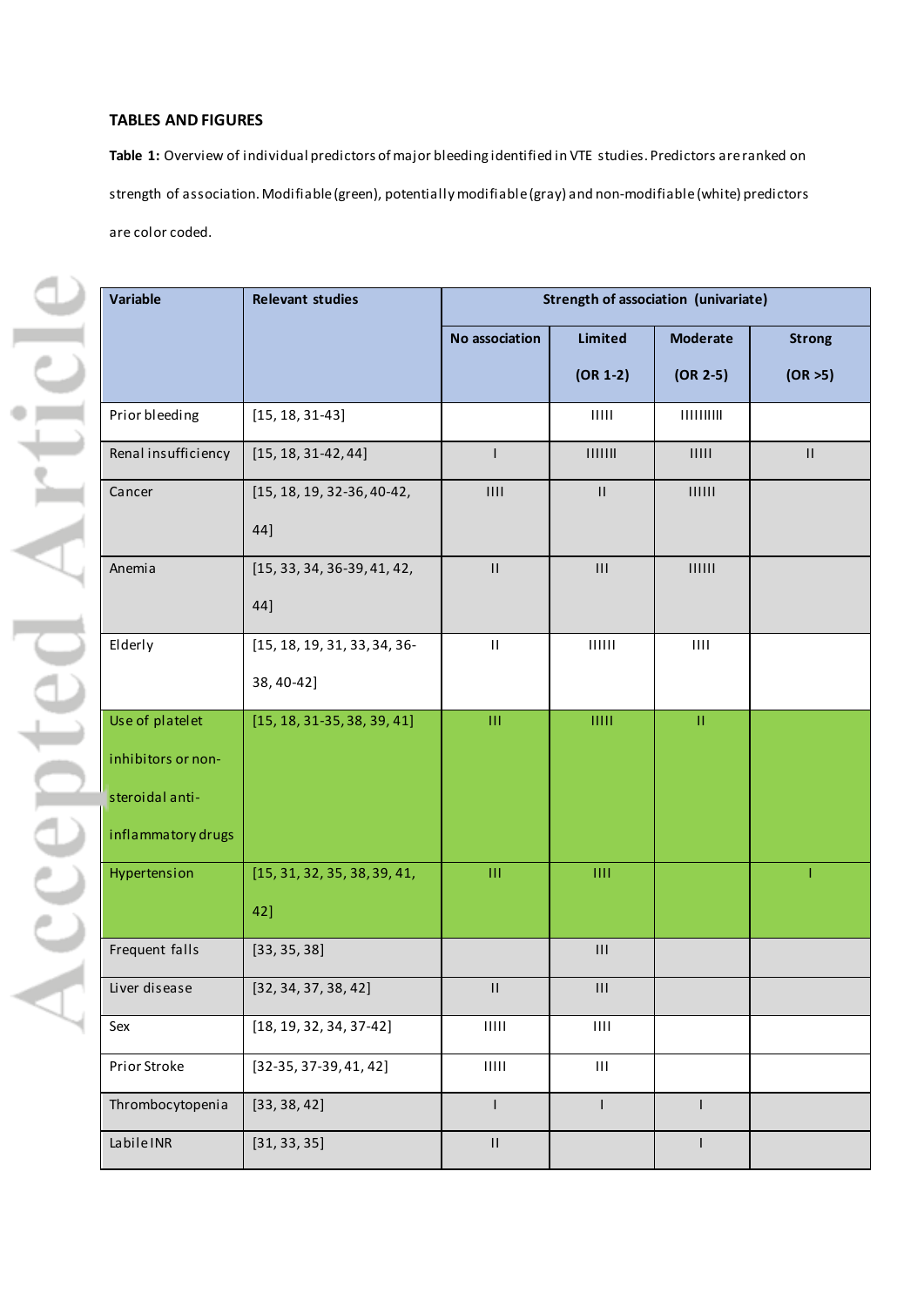## TABLES AND FIGURES

**Table 1:** Overview of individual predictors of major bleeding identified in VTE studies. Predictors are ranked on strength of association. Modifiable (green), potentially modifiable (gray) and non-modifiable (white) predictors are color coded.

| Variable | Relevant studies | Strength of association (univariate) | | | |
|---|---|---|---|---|---|
| | | No association | Limited (OR 1-2) | Moderate (OR 2-5) | Strong (OR >5) |
| Prior bleeding | [15, 18, 31-43] | | IIIII | IIIIIIIII | |
| Renal insufficiency | [15, 18, 31-42, 44] | I | IIIIII | IIIII | II |
| Cancer | [15, 18, 19, 32-36, 40-42, 44] | IIII | II | IIIIII | |
| Anemia | [15, 33, 34, 36-39, 41, 42, 44] | II | III | IIIIII | |
| Elderly | [15, 18, 19, 31, 33, 34, 36-38, 40-42] | II | IIIIII | IIII | |
| Use of platelet inhibitors or non-steroidal anti-inflammatory drugs | [15, 18, 31-35, 38, 39, 41] | III | IIIII | II | |
| Hypertension | [15, 31, 32, 35, 38, 39, 41, 42] | III | IIII | | I |
| Frequent falls | [33, 35, 38] | | III | | |
| Liver disease | [32, 34, 37, 38, 42] | II | III | | |
| Sex | [18, 19, 32, 34, 37-42] | IIIII | IIII | | |
| Prior Stroke | [32-35, 37-39, 41, 42] | IIIII | III | | |
| Thrombocytopenia | [33, 38, 42] | I | I | I | |
| Labile INR | [31, 33, 35] | II | | I | |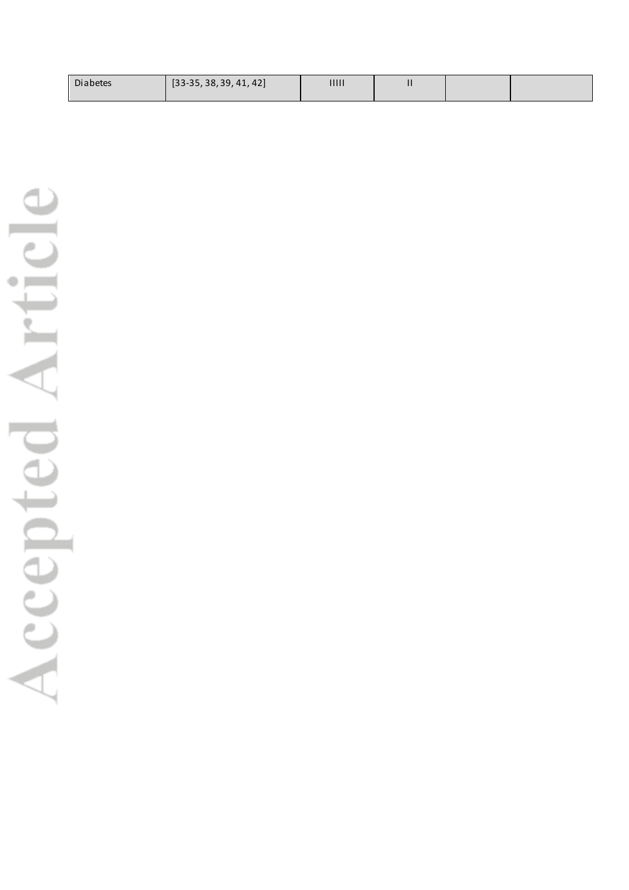| | | | | | |
|---|---|---|---|---|---|
| Diabetes | [33-35, 38, 39, 41, 42] | IIIII | II | | |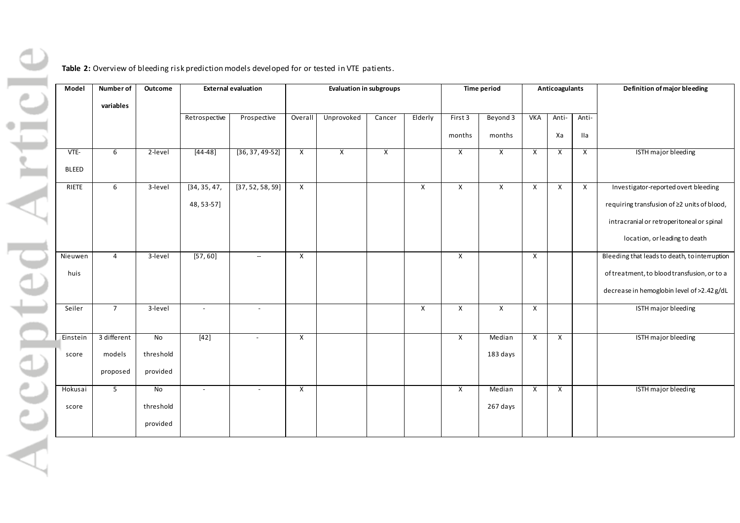**Table 2:** Overview of bleeding risk prediction models developed for or tested in VTE patients.

| Model | Number of variables | Outcome | External evaluation | | Evaluation in subgroups | | | | Time period | | Anticoagulants | | | Definition of major bleeding |
|---|---|---|---|---|---|---|---|---|---|---|---|---|---|---|
| | | | Retrospective | Prospective | Overall | Unprovoked | Cancer | Elderly | First 3 months | Beyond 3 months | VKA | Anti-Xa | Anti-IIa | |
| VTE-BLEED | 6 | 2-level | [44-48] | [36, 37, 49-52] | X | X | X | | X | X | X | X | X | ISTH major bleeding |
| RIETE | 6 | 3-level | [34, 35, 47, 48, 53-57] | [37, 52, 58, 59] | X | | | X | X | X | X | X | X | Investigator-reported overt bleeding requiring transfusion of ≥2 units of blood, intracranial or retroperitoneal or spinal location, or leading to death |
| Nieuwenhuis | 4 | 3-level | [57, 60] | -- | X | | | | X | | X | | | Bleeding that leads to death, to interruption of treatment, to blood transfusion, or to a decrease in hemoglobin level of >2.42 g/dL |
| Seiler | 7 | 3-level | - | - | | | | X | X | X | X | | | ISTH major bleeding |
| Einstein score | 3 different models proposed | No threshold provided | [42] | - | X | | | | X | Median 183 days | X | X | | ISTH major bleeding |
| Hokusai score | 5 | No threshold provided | - | - | X | | | | X | Median 267 days | X | X | | ISTH major bleeding |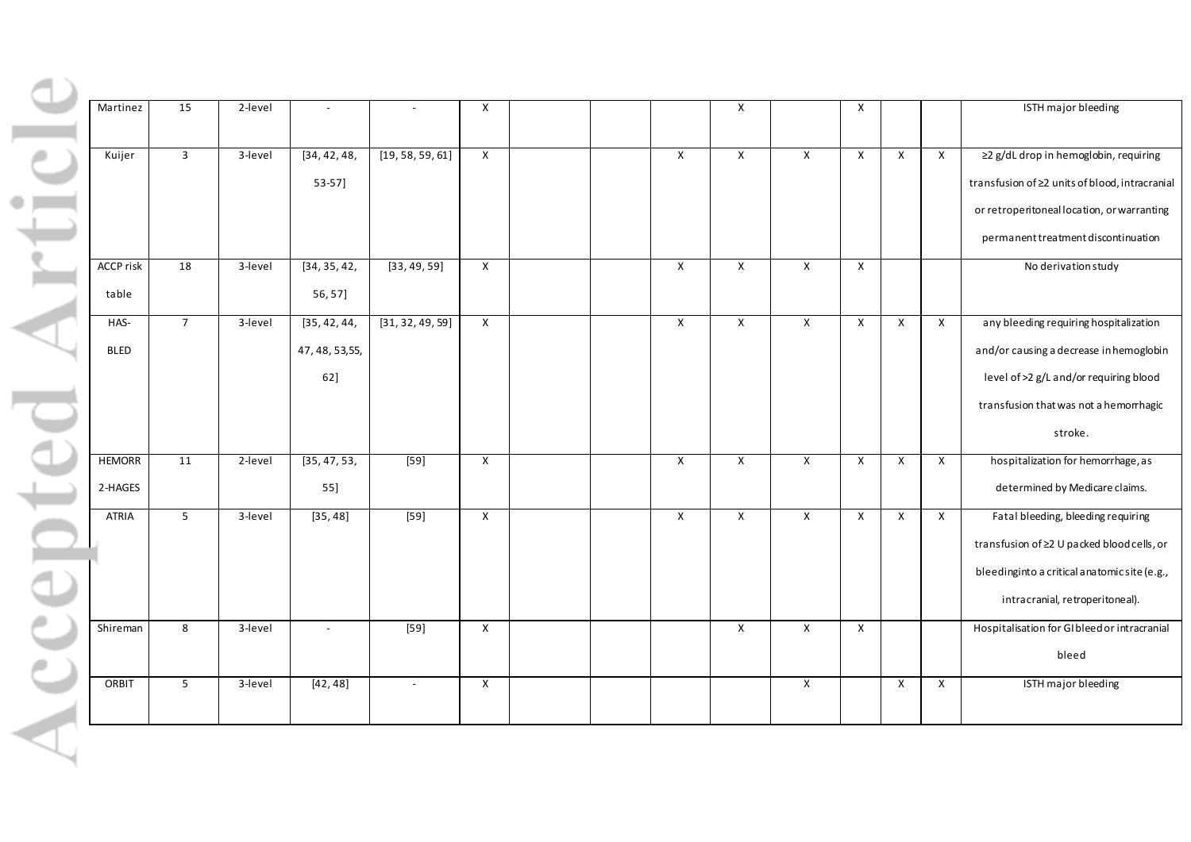| | | | | | | | | | | | | | | |
|---|---|---|---|---|---|---|---|---|---|---|---|---|---|---|
| Martinez | 15 | 2-level | - | - | X | | | | X | | X | | | ISTH major bleeding |
| Kuijer | 3 | 3-level | [34, 42, 48, 53-57] | [19, 58, 59, 61] | X | | | X | X | X | X | X | X | ≥2 g/dL drop in hemoglobin, requiring transfusion of ≥2 units of blood, intracranial or retroperitoneal location, or warranting permanent treatment discontinuation |
| ACCP risk table | 18 | 3-level | [34, 35, 42, 56, 57] | [33, 49, 59] | X | | | X | X | X | X | | | No derivation study |
| HAS-BLED | 7 | 3-level | [35, 42, 44, 47, 48, 53,55, 62] | [31, 32, 49, 59] | X | | | X | X | X | X | X | X | any bleeding requiring hospitalization and/or causing a decrease in hemoglobin level of >2 g/L and/or requiring blood transfusion that was not a hemorrhagic stroke. |
| HEMORR 2-HAGES | 11 | 2-level | [35, 47, 53, 55] | [59] | X | | | X | X | X | X | X | X | hospitalization for hemorrhage, as determined by Medicare claims. |
| ATRIA | 5 | 3-level | [35, 48] | [59] | X | | | X | X | X | X | X | X | Fatal bleeding, bleeding requiring transfusion of ≥2 U packed blood cells, or bleeding into a critical anatomic site (e.g., intracranial, retroperitoneal). |
| Shireman | 8 | 3-level | - | [59] | X | | | | X | X | X | | | Hospitalisation for GI bleed or intracranial bleed |
| ORBIT | 5 | 3-level | [42, 48] | - | X | | | | | X | | X | X | ISTH major bleeding |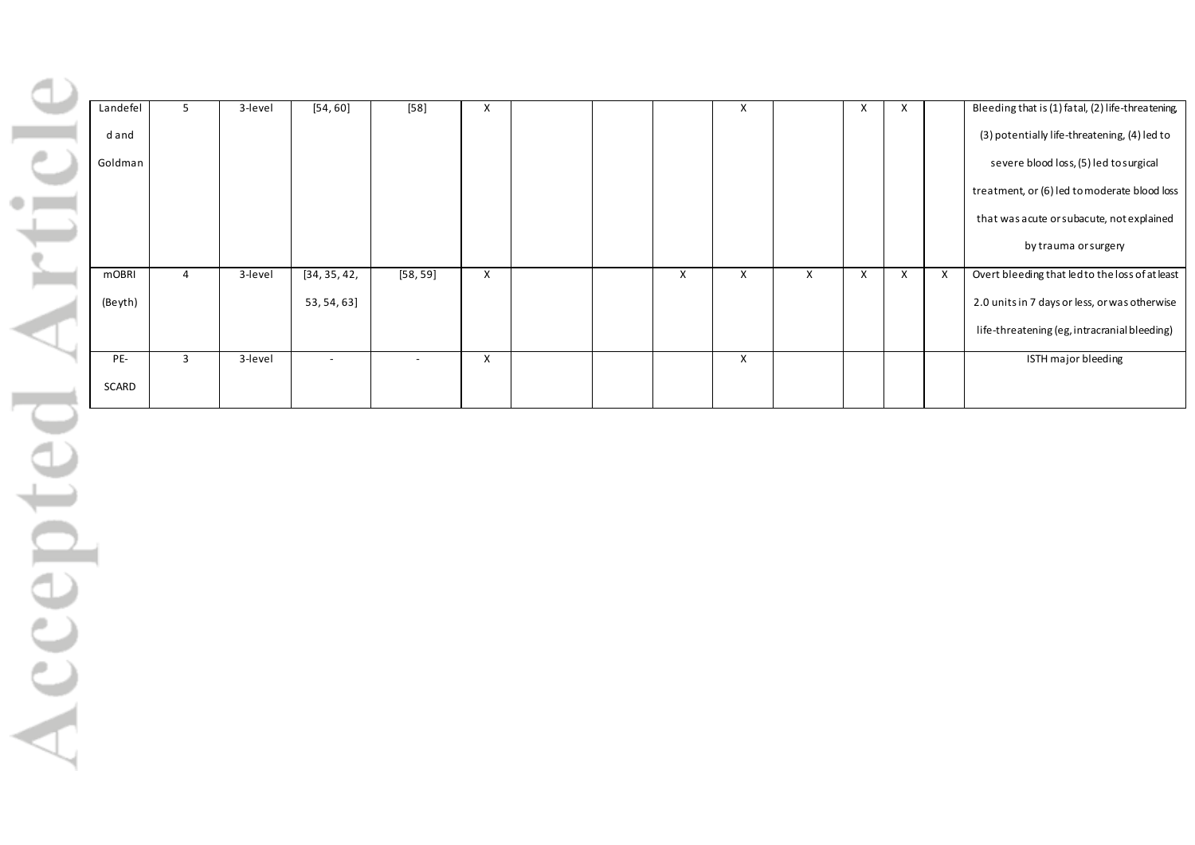| | | | | | | | | | | | | | | |
|---|---|---|---|---|---|---|---|---|---|---|---|---|---|---|
| Landefeld and Goldman | 5 | 3-level | [54, 60] | [58] | X | | | | X | | X | X | | Bleeding that is (1) fatal, (2) life-threatening, (3) potentially life-threatening, (4) led to severe blood loss, (5) led to surgical treatment, or (6) led to moderate blood loss that was acute or subacute, not explained by trauma or surgery |
| mOBRI (Beyth) | 4 | 3-level | [34, 35, 42, 53, 54, 63] | [58, 59] | X | | | X | X | X | X | X | X | Overt bleeding that led to the loss of at least 2.0 units in 7 days or less, or was otherwise life-threatening (eg, intracranial bleeding) |
| PE-SCARD | 3 | 3-level | - | - | X | | | | X | | | | | ISTH major bleeding |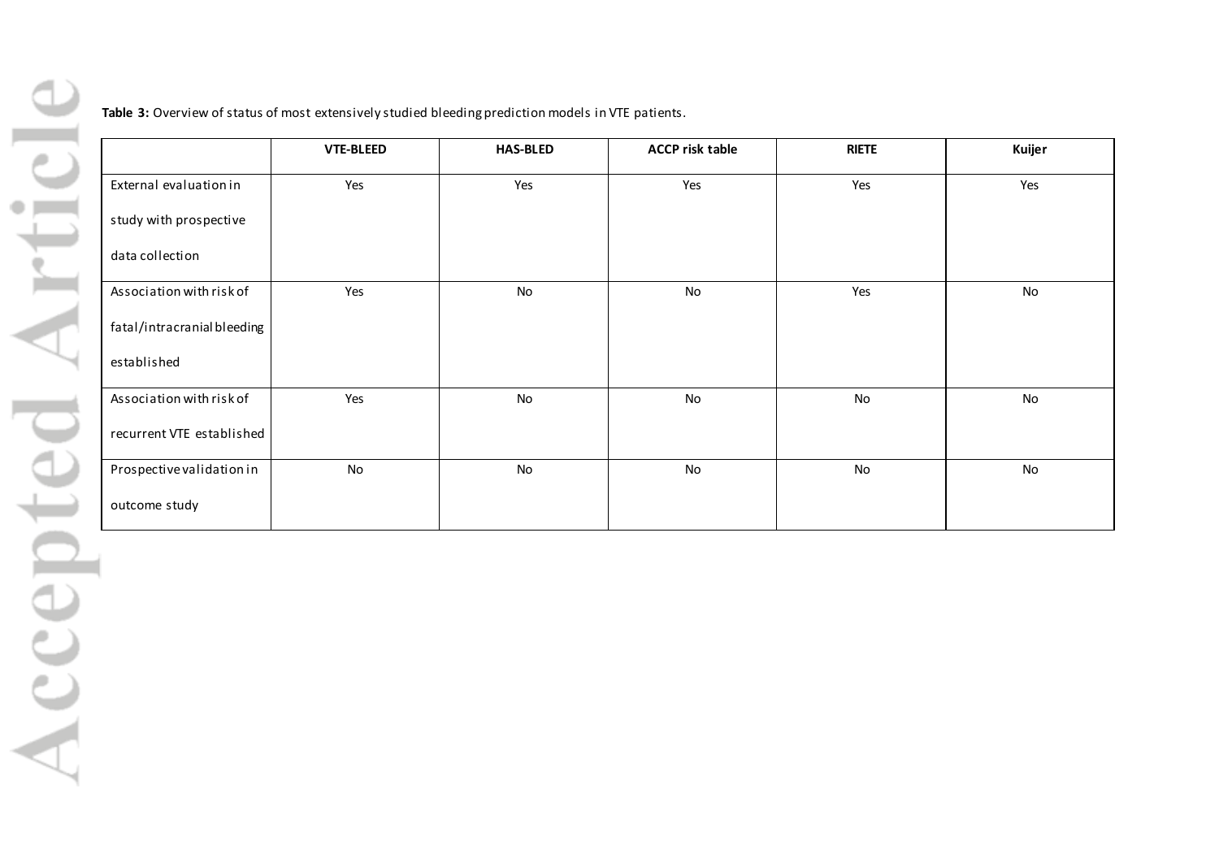**Table 3:** Overview of status of most extensively studied bleeding prediction models in VTE patients.

| | VTE-BLEED | HAS-BLED | ACCP risk table | RIETE | Kuijer |
|---|---|---|---|---|---|
| External evaluation in study with prospective data collection | Yes | Yes | Yes | Yes | Yes |
| Association with risk of fatal/intracranial bleeding established | Yes | No | No | Yes | No |
| Association with risk of recurrent VTE established | Yes | No | No | No | No |
| Prospective validation in outcome study | No | No | No | No | No |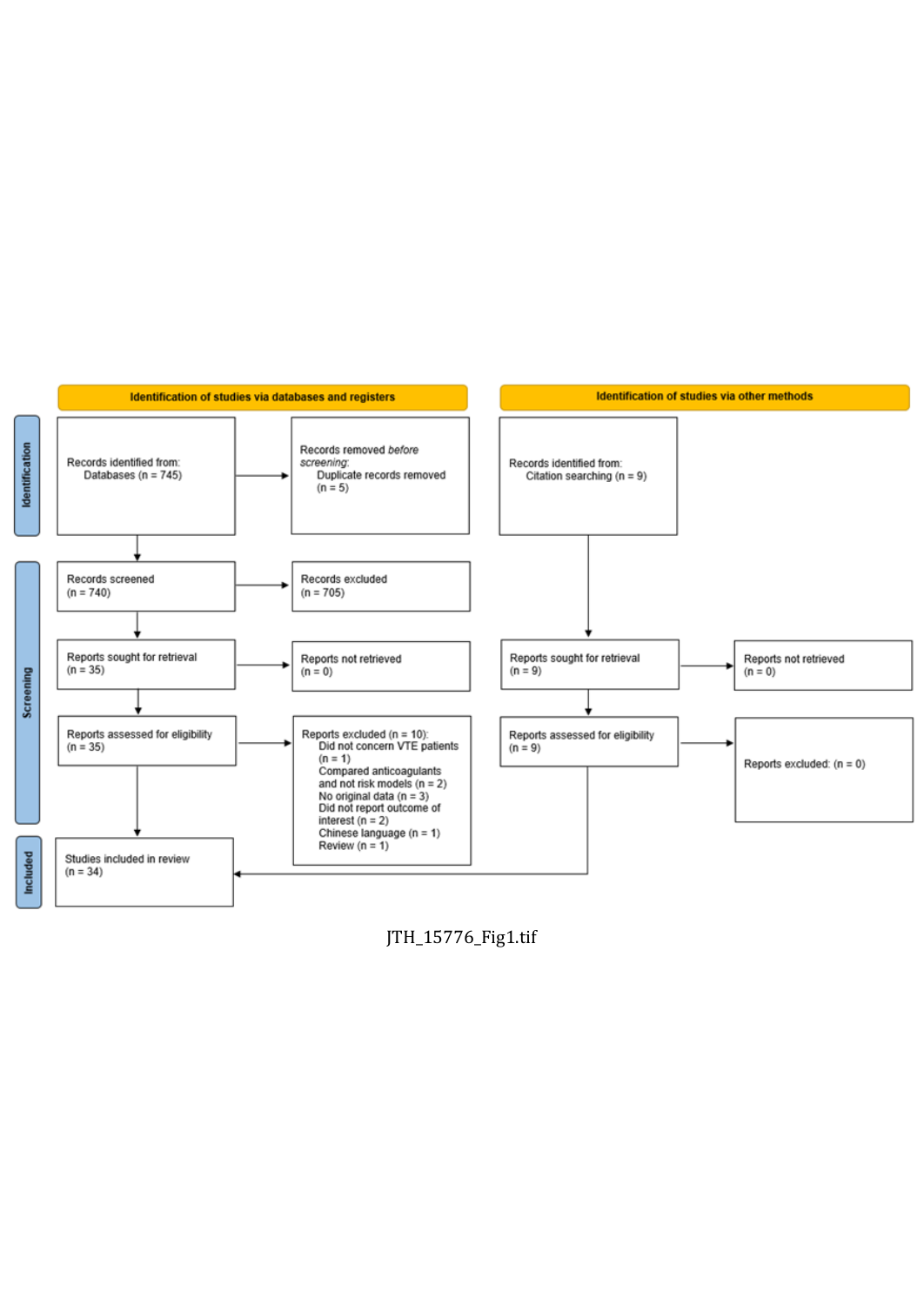Identification of studies via databases and registers

Identification of studies via other methods

Identification

Records identified from:
Databases (n = 745)

Records removed *before screening*:
Duplicate records removed
(n = 5)

Records identified from:
Citation searching (n = 9)

Screening

Records screened
(n = 740)

Records excluded
(n = 705)

Reports sought for retrieval
(n = 35)

Reports not retrieved
(n = 0)

Reports sought for retrieval
(n = 9)

Reports not retrieved
(n = 0)

Reports assessed for eligibility
(n = 35)

Reports excluded (n = 10):
Did not concern VTE patients
(n = 1)
Compared anticoagulants and not risk models (n = 2)
No original data (n = 3)
Did not report outcome of interest (n = 2)
Chinese language (n = 1)
Review (n = 1)

Reports assessed for eligibility
(n = 9)

Reports excluded: (n = 0)

Included

Studies included in review
(n = 34)

JTH_15776_Fig1.tif